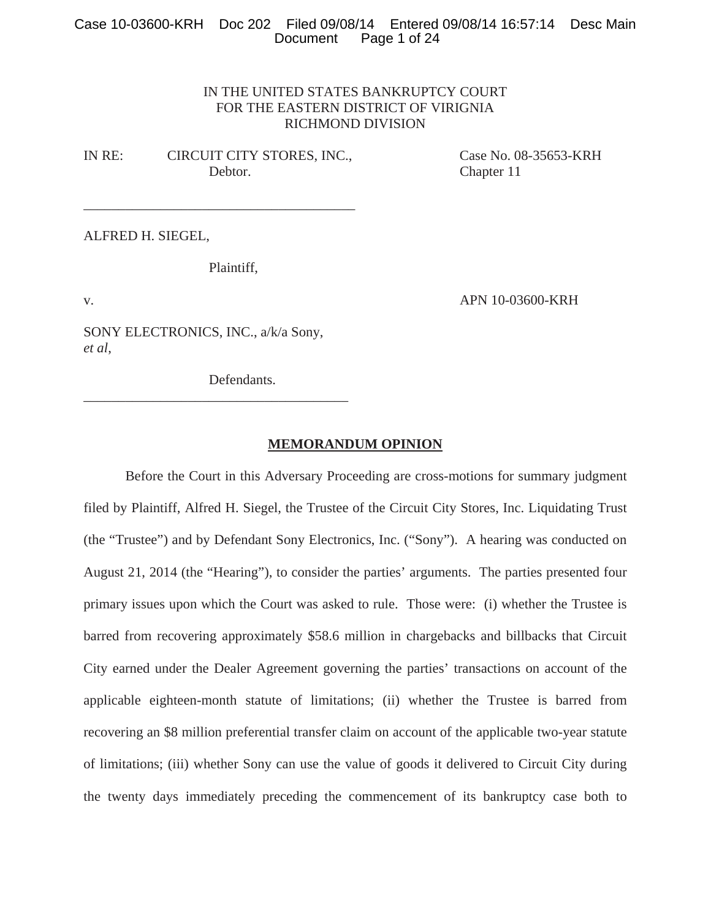IN THE UNITED STATES BANKRUPTCY COURT
FOR THE EASTERN DISTRICT OF VIRIGNIA
RICHMOND DIVISION

IN RE: CIRCUIT CITY STORES, INC., Debtor.

Case No. 08-35653-KRH
Chapter 11

---

ALFRED H. SIEGEL,

Plaintiff,

v.

APN 10-03600-KRH

SONY ELECTRONICS, INC., a/k/a Sony, *et al*,

Defendants.

---

## MEMORANDUM OPINION

Before the Court in this Adversary Proceeding are cross-motions for summary judgment filed by Plaintiff, Alfred H. Siegel, the Trustee of the Circuit City Stores, Inc. Liquidating Trust (the "Trustee") and by Defendant Sony Electronics, Inc. ("Sony"). A hearing was conducted on August 21, 2014 (the "Hearing"), to consider the parties' arguments. The parties presented four primary issues upon which the Court was asked to rule. Those were: (i) whether the Trustee is barred from recovering approximately $58.6 million in chargebacks and billbacks that Circuit City earned under the Dealer Agreement governing the parties' transactions on account of the applicable eighteen-month statute of limitations; (ii) whether the Trustee is barred from recovering an $8 million preferential transfer claim on account of the applicable two-year statute of limitations; (iii) whether Sony can use the value of goods it delivered to Circuit City during the twenty days immediately preceding the commencement of its bankruptcy case both to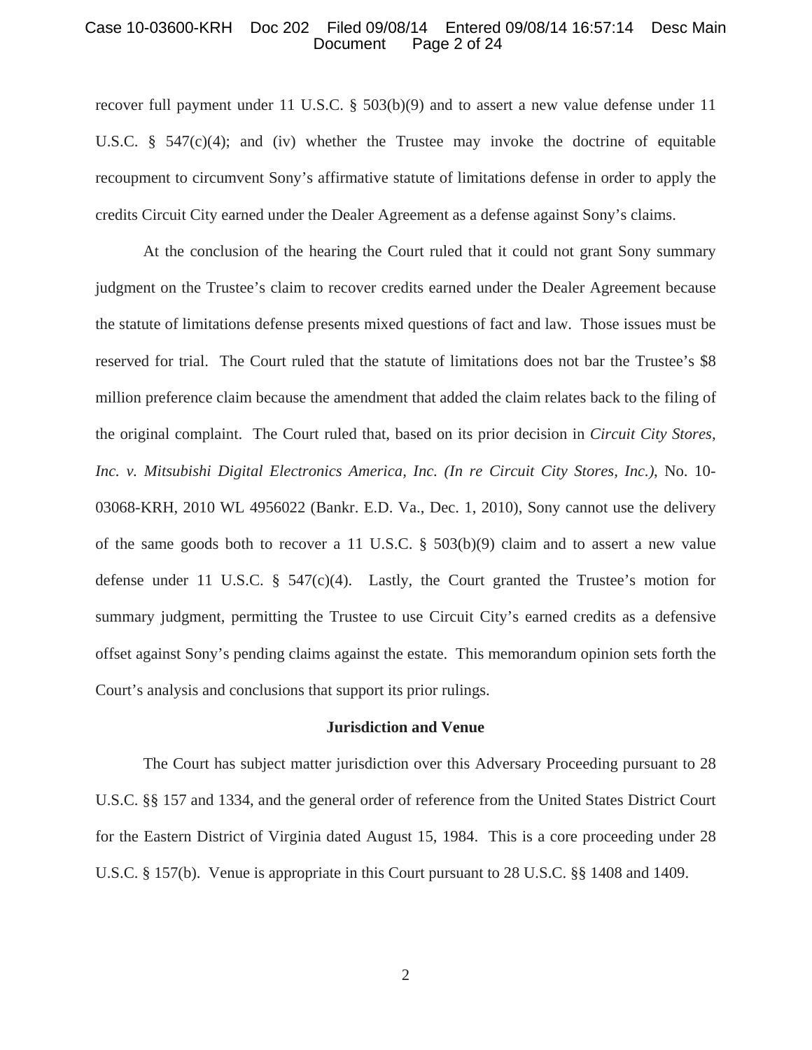recover full payment under 11 U.S.C. § 503(b)(9) and to assert a new value defense under 11 U.S.C. § 547(c)(4); and (iv) whether the Trustee may invoke the doctrine of equitable recoupment to circumvent Sony's affirmative statute of limitations defense in order to apply the credits Circuit City earned under the Dealer Agreement as a defense against Sony's claims.

At the conclusion of the hearing the Court ruled that it could not grant Sony summary judgment on the Trustee's claim to recover credits earned under the Dealer Agreement because the statute of limitations defense presents mixed questions of fact and law. Those issues must be reserved for trial. The Court ruled that the statute of limitations does not bar the Trustee's $8 million preference claim because the amendment that added the claim relates back to the filing of the original complaint. The Court ruled that, based on its prior decision in *Circuit City Stores, Inc. v. Mitsubishi Digital Electronics America, Inc. (In re Circuit City Stores, Inc.)*, No. 10-03068-KRH, 2010 WL 4956022 (Bankr. E.D. Va., Dec. 1, 2010), Sony cannot use the delivery of the same goods both to recover a 11 U.S.C. § 503(b)(9) claim and to assert a new value defense under 11 U.S.C. § 547(c)(4). Lastly, the Court granted the Trustee's motion for summary judgment, permitting the Trustee to use Circuit City's earned credits as a defensive offset against Sony's pending claims against the estate. This memorandum opinion sets forth the Court's analysis and conclusions that support its prior rulings.

**Jurisdiction and Venue**

The Court has subject matter jurisdiction over this Adversary Proceeding pursuant to 28 U.S.C. §§ 157 and 1334, and the general order of reference from the United States District Court for the Eastern District of Virginia dated August 15, 1984. This is a core proceeding under 28 U.S.C. § 157(b). Venue is appropriate in this Court pursuant to 28 U.S.C. §§ 1408 and 1409.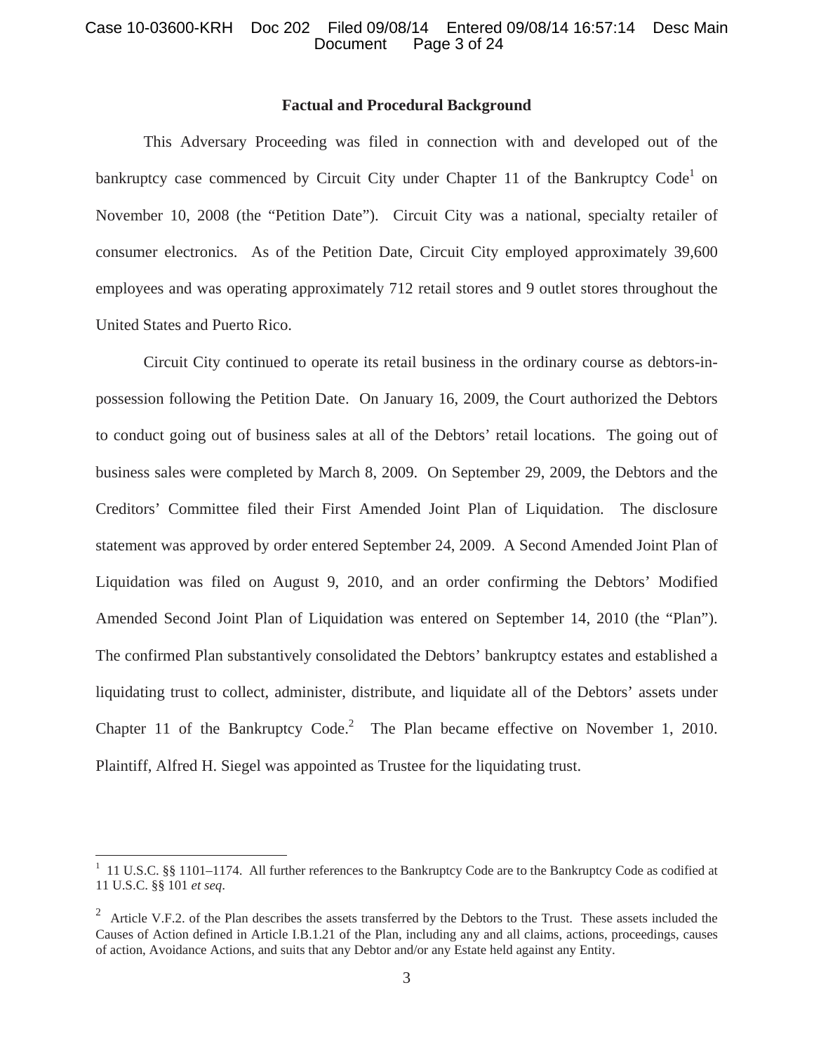## Factual and Procedural Background

This Adversary Proceeding was filed in connection with and developed out of the bankruptcy case commenced by Circuit City under Chapter 11 of the Bankruptcy Code[1] on November 10, 2008 (the "Petition Date"). Circuit City was a national, specialty retailer of consumer electronics. As of the Petition Date, Circuit City employed approximately 39,600 employees and was operating approximately 712 retail stores and 9 outlet stores throughout the United States and Puerto Rico.

Circuit City continued to operate its retail business in the ordinary course as debtors-in-possession following the Petition Date. On January 16, 2009, the Court authorized the Debtors to conduct going out of business sales at all of the Debtors' retail locations. The going out of business sales were completed by March 8, 2009. On September 29, 2009, the Debtors and the Creditors' Committee filed their First Amended Joint Plan of Liquidation. The disclosure statement was approved by order entered September 24, 2009. A Second Amended Joint Plan of Liquidation was filed on August 9, 2010, and an order confirming the Debtors' Modified Amended Second Joint Plan of Liquidation was entered on September 14, 2010 (the "Plan"). The confirmed Plan substantively consolidated the Debtors' bankruptcy estates and established a liquidating trust to collect, administer, distribute, and liquidate all of the Debtors' assets under Chapter 11 of the Bankruptcy Code.[2] The Plan became effective on November 1, 2010. Plaintiff, Alfred H. Siegel was appointed as Trustee for the liquidating trust.

---

[1] 11 U.S.C. §§ 1101–1174. All further references to the Bankruptcy Code are to the Bankruptcy Code as codified at 11 U.S.C. §§ 101 *et seq*.

[2] Article V.F.2. of the Plan describes the assets transferred by the Debtors to the Trust. These assets included the Causes of Action defined in Article I.B.1.21 of the Plan, including any and all claims, actions, proceedings, causes of action, Avoidance Actions, and suits that any Debtor and/or any Estate held against any Entity.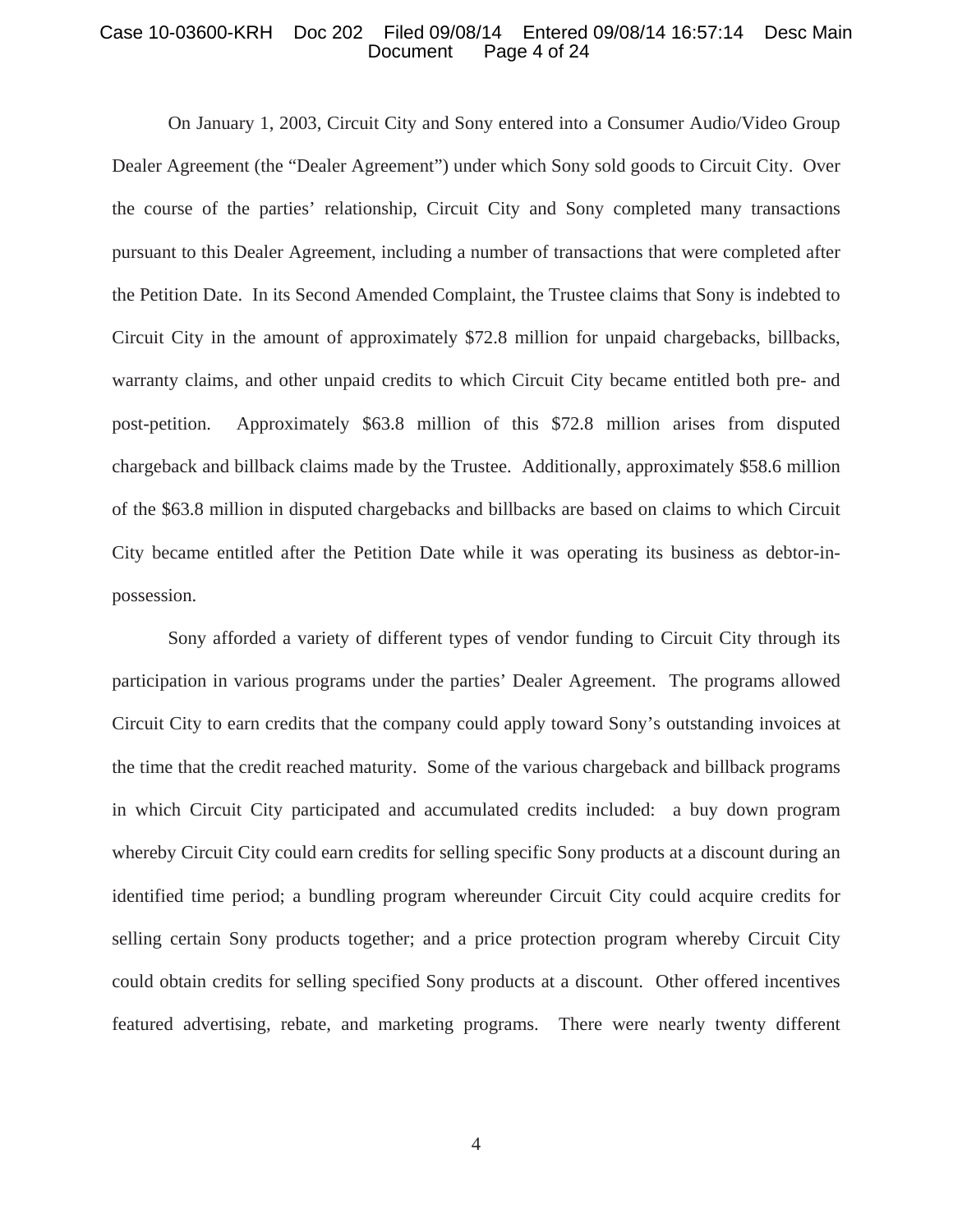On January 1, 2003, Circuit City and Sony entered into a Consumer Audio/Video Group Dealer Agreement (the "Dealer Agreement") under which Sony sold goods to Circuit City. Over the course of the parties' relationship, Circuit City and Sony completed many transactions pursuant to this Dealer Agreement, including a number of transactions that were completed after the Petition Date. In its Second Amended Complaint, the Trustee claims that Sony is indebted to Circuit City in the amount of approximately $72.8 million for unpaid chargebacks, billbacks, warranty claims, and other unpaid credits to which Circuit City became entitled both pre- and post-petition. Approximately $63.8 million of this $72.8 million arises from disputed chargeback and billback claims made by the Trustee. Additionally, approximately $58.6 million of the $63.8 million in disputed chargebacks and billbacks are based on claims to which Circuit City became entitled after the Petition Date while it was operating its business as debtor-in-possession.

Sony afforded a variety of different types of vendor funding to Circuit City through its participation in various programs under the parties' Dealer Agreement. The programs allowed Circuit City to earn credits that the company could apply toward Sony's outstanding invoices at the time that the credit reached maturity. Some of the various chargeback and billback programs in which Circuit City participated and accumulated credits included: a buy down program whereby Circuit City could earn credits for selling specific Sony products at a discount during an identified time period; a bundling program whereunder Circuit City could acquire credits for selling certain Sony products together; and a price protection program whereby Circuit City could obtain credits for selling specified Sony products at a discount. Other offered incentives featured advertising, rebate, and marketing programs. There were nearly twenty different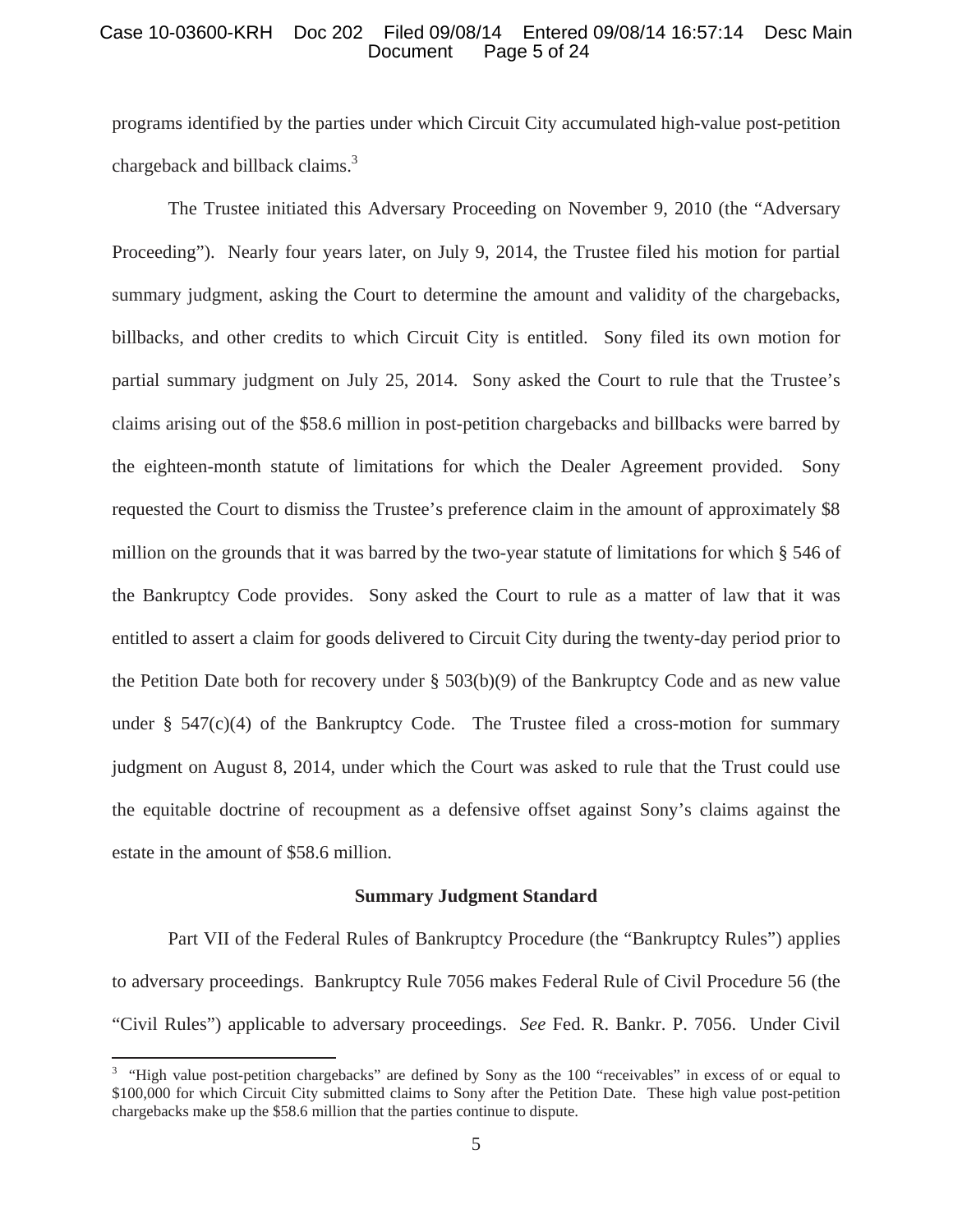programs identified by the parties under which Circuit City accumulated high-value post-petition chargeback and billback claims.[3]

The Trustee initiated this Adversary Proceeding on November 9, 2010 (the "Adversary Proceeding"). Nearly four years later, on July 9, 2014, the Trustee filed his motion for partial summary judgment, asking the Court to determine the amount and validity of the chargebacks, billbacks, and other credits to which Circuit City is entitled. Sony filed its own motion for partial summary judgment on July 25, 2014. Sony asked the Court to rule that the Trustee's claims arising out of the $58.6 million in post-petition chargebacks and billbacks were barred by the eighteen-month statute of limitations for which the Dealer Agreement provided. Sony requested the Court to dismiss the Trustee's preference claim in the amount of approximately $8 million on the grounds that it was barred by the two-year statute of limitations for which § 546 of the Bankruptcy Code provides. Sony asked the Court to rule as a matter of law that it was entitled to assert a claim for goods delivered to Circuit City during the twenty-day period prior to the Petition Date both for recovery under § 503(b)(9) of the Bankruptcy Code and as new value under § 547(c)(4) of the Bankruptcy Code. The Trustee filed a cross-motion for summary judgment on August 8, 2014, under which the Court was asked to rule that the Trust could use the equitable doctrine of recoupment as a defensive offset against Sony's claims against the estate in the amount of $58.6 million.

**Summary Judgment Standard**

Part VII of the Federal Rules of Bankruptcy Procedure (the "Bankruptcy Rules") applies to adversary proceedings. Bankruptcy Rule 7056 makes Federal Rule of Civil Procedure 56 (the "Civil Rules") applicable to adversary proceedings. *See* Fed. R. Bankr. P. 7056. Under Civil

[3] "High value post-petition chargebacks" are defined by Sony as the 100 "receivables" in excess of or equal to $100,000 for which Circuit City submitted claims to Sony after the Petition Date. These high value post-petition chargebacks make up the $58.6 million that the parties continue to dispute.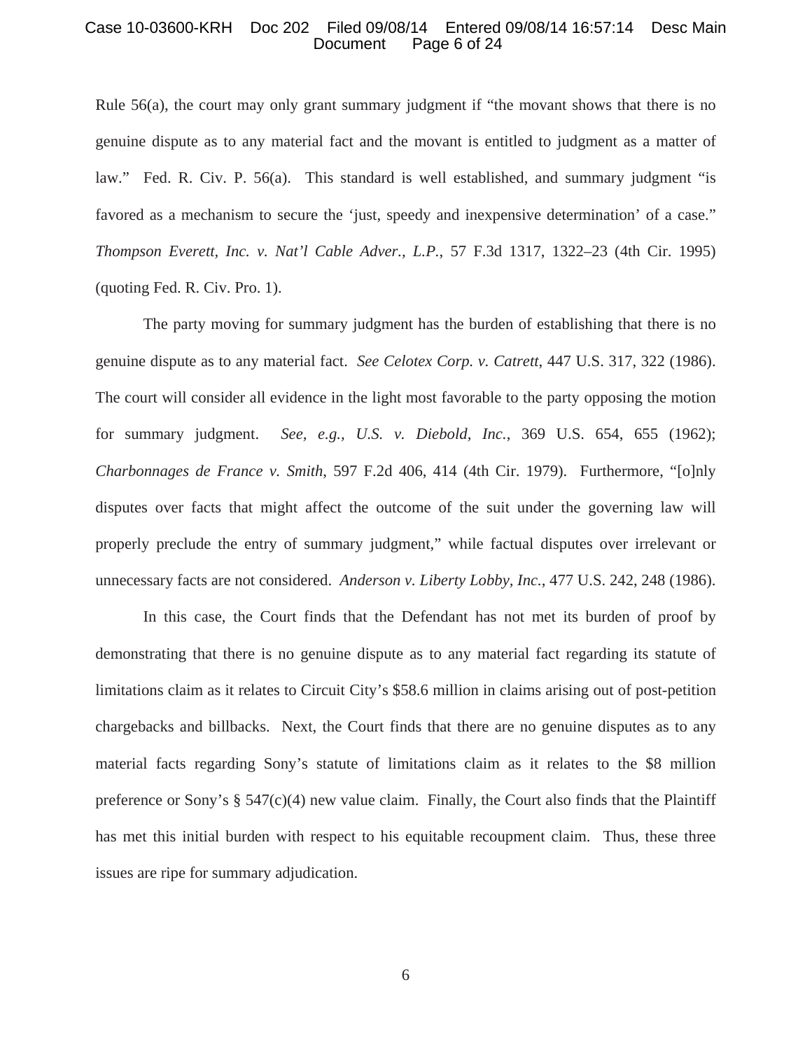Rule 56(a), the court may only grant summary judgment if "the movant shows that there is no genuine dispute as to any material fact and the movant is entitled to judgment as a matter of law." Fed. R. Civ. P. 56(a). This standard is well established, and summary judgment "is favored as a mechanism to secure the 'just, speedy and inexpensive determination' of a case." *Thompson Everett, Inc. v. Nat'l Cable Adver., L.P.*, 57 F.3d 1317, 1322–23 (4th Cir. 1995) (quoting Fed. R. Civ. Pro. 1).

The party moving for summary judgment has the burden of establishing that there is no genuine dispute as to any material fact. *See Celotex Corp. v. Catrett*, 447 U.S. 317, 322 (1986). The court will consider all evidence in the light most favorable to the party opposing the motion for summary judgment. *See, e.g., U.S. v. Diebold, Inc.*, 369 U.S. 654, 655 (1962); *Charbonnages de France v. Smith*, 597 F.2d 406, 414 (4th Cir. 1979). Furthermore, "[o]nly disputes over facts that might affect the outcome of the suit under the governing law will properly preclude the entry of summary judgment," while factual disputes over irrelevant or unnecessary facts are not considered. *Anderson v. Liberty Lobby, Inc.*, 477 U.S. 242, 248 (1986).

In this case, the Court finds that the Defendant has not met its burden of proof by demonstrating that there is no genuine dispute as to any material fact regarding its statute of limitations claim as it relates to Circuit City's $58.6 million in claims arising out of post-petition chargebacks and billbacks. Next, the Court finds that there are no genuine disputes as to any material facts regarding Sony's statute of limitations claim as it relates to the $8 million preference or Sony's § 547(c)(4) new value claim. Finally, the Court also finds that the Plaintiff has met this initial burden with respect to his equitable recoupment claim. Thus, these three issues are ripe for summary adjudication.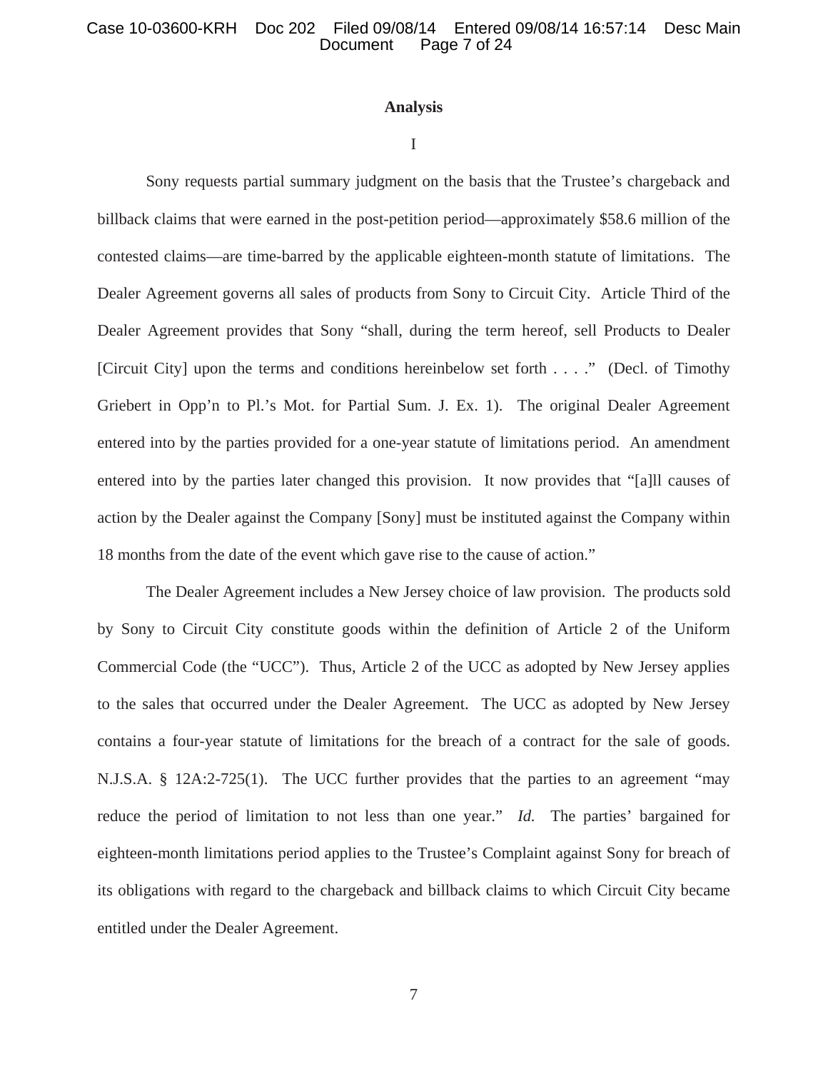## Analysis

### I

Sony requests partial summary judgment on the basis that the Trustee's chargeback and billback claims that were earned in the post-petition period—approximately $58.6 million of the contested claims—are time-barred by the applicable eighteen-month statute of limitations. The Dealer Agreement governs all sales of products from Sony to Circuit City. Article Third of the Dealer Agreement provides that Sony "shall, during the term hereof, sell Products to Dealer [Circuit City] upon the terms and conditions hereinbelow set forth . . . ." (Decl. of Timothy Griebert in Opp'n to Pl.'s Mot. for Partial Sum. J. Ex. 1). The original Dealer Agreement entered into by the parties provided for a one-year statute of limitations period. An amendment entered into by the parties later changed this provision. It now provides that "[a]ll causes of action by the Dealer against the Company [Sony] must be instituted against the Company within 18 months from the date of the event which gave rise to the cause of action."

The Dealer Agreement includes a New Jersey choice of law provision. The products sold by Sony to Circuit City constitute goods within the definition of Article 2 of the Uniform Commercial Code (the "UCC"). Thus, Article 2 of the UCC as adopted by New Jersey applies to the sales that occurred under the Dealer Agreement. The UCC as adopted by New Jersey contains a four-year statute of limitations for the breach of a contract for the sale of goods. N.J.S.A. § 12A:2-725(1). The UCC further provides that the parties to an agreement "may reduce the period of limitation to not less than one year." *Id.* The parties' bargained for eighteen-month limitations period applies to the Trustee's Complaint against Sony for breach of its obligations with regard to the chargeback and billback claims to which Circuit City became entitled under the Dealer Agreement.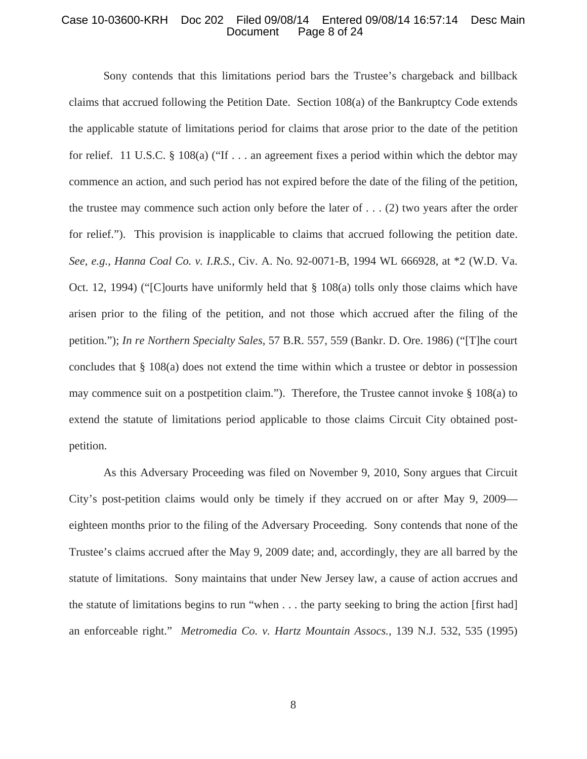Sony contends that this limitations period bars the Trustee's chargeback and billback claims that accrued following the Petition Date. Section 108(a) of the Bankruptcy Code extends the applicable statute of limitations period for claims that arose prior to the date of the petition for relief. 11 U.S.C. § 108(a) ("If . . . an agreement fixes a period within which the debtor may commence an action, and such period has not expired before the date of the filing of the petition, the trustee may commence such action only before the later of . . . (2) two years after the order for relief."). This provision is inapplicable to claims that accrued following the petition date. *See, e.g., Hanna Coal Co. v. I.R.S.*, Civ. A. No. 92-0071-B, 1994 WL 666928, at *2 (W.D. Va. Oct. 12, 1994) ("[C]ourts have uniformly held that § 108(a) tolls only those claims which have arisen prior to the filing of the petition, and not those which accrued after the filing of the petition."); *In re Northern Specialty Sales*, 57 B.R. 557, 559 (Bankr. D. Ore. 1986) ("[T]he court concludes that § 108(a) does not extend the time within which a trustee or debtor in possession may commence suit on a postpetition claim."). Therefore, the Trustee cannot invoke § 108(a) to extend the statute of limitations period applicable to those claims Circuit City obtained post-petition.

As this Adversary Proceeding was filed on November 9, 2010, Sony argues that Circuit City's post-petition claims would only be timely if they accrued on or after May 9, 2009—eighteen months prior to the filing of the Adversary Proceeding. Sony contends that none of the Trustee's claims accrued after the May 9, 2009 date; and, accordingly, they are all barred by the statute of limitations. Sony maintains that under New Jersey law, a cause of action accrues and the statute of limitations begins to run "when . . . the party seeking to bring the action [first had] an enforceable right." *Metromedia Co. v. Hartz Mountain Assocs.*, 139 N.J. 532, 535 (1995)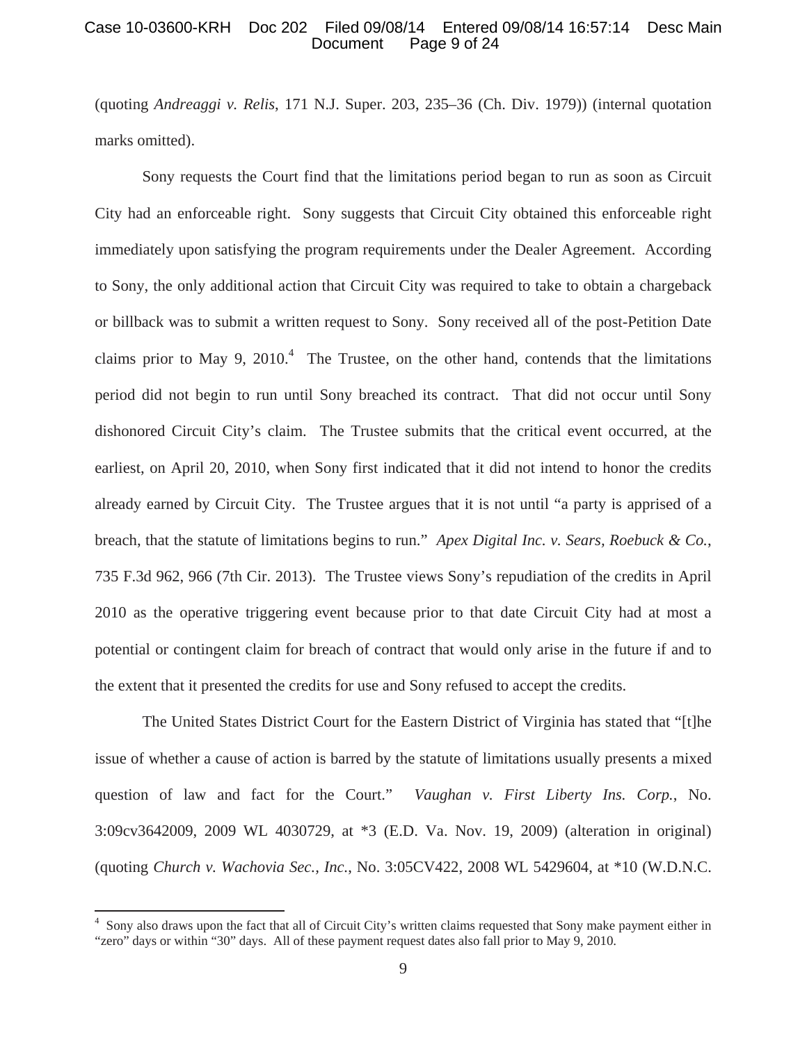(quoting *Andreaggi v. Relis*, 171 N.J. Super. 203, 235–36 (Ch. Div. 1979)) (internal quotation marks omitted).

Sony requests the Court find that the limitations period began to run as soon as Circuit City had an enforceable right. Sony suggests that Circuit City obtained this enforceable right immediately upon satisfying the program requirements under the Dealer Agreement. According to Sony, the only additional action that Circuit City was required to take to obtain a chargeback or billback was to submit a written request to Sony. Sony received all of the post-Petition Date claims prior to May 9, 2010.[4] The Trustee, on the other hand, contends that the limitations period did not begin to run until Sony breached its contract. That did not occur until Sony dishonored Circuit City's claim. The Trustee submits that the critical event occurred, at the earliest, on April 20, 2010, when Sony first indicated that it did not intend to honor the credits already earned by Circuit City. The Trustee argues that it is not until "a party is apprised of a breach, that the statute of limitations begins to run." *Apex Digital Inc. v. Sears, Roebuck & Co.*, 735 F.3d 962, 966 (7th Cir. 2013). The Trustee views Sony's repudiation of the credits in April 2010 as the operative triggering event because prior to that date Circuit City had at most a potential or contingent claim for breach of contract that would only arise in the future if and to the extent that it presented the credits for use and Sony refused to accept the credits.

The United States District Court for the Eastern District of Virginia has stated that "[t]he issue of whether a cause of action is barred by the statute of limitations usually presents a mixed question of law and fact for the Court." *Vaughan v. First Liberty Ins. Corp.*, No. 3:09cv3642009, 2009 WL 4030729, at *3 (E.D. Va. Nov. 19, 2009) (alteration in original) (quoting *Church v. Wachovia Sec., Inc.*, No. 3:05CV422, 2008 WL 5429604, at *10 (W.D.N.C.

---

[4] Sony also draws upon the fact that all of Circuit City's written claims requested that Sony make payment either in "zero" days or within "30" days. All of these payment request dates also fall prior to May 9, 2010.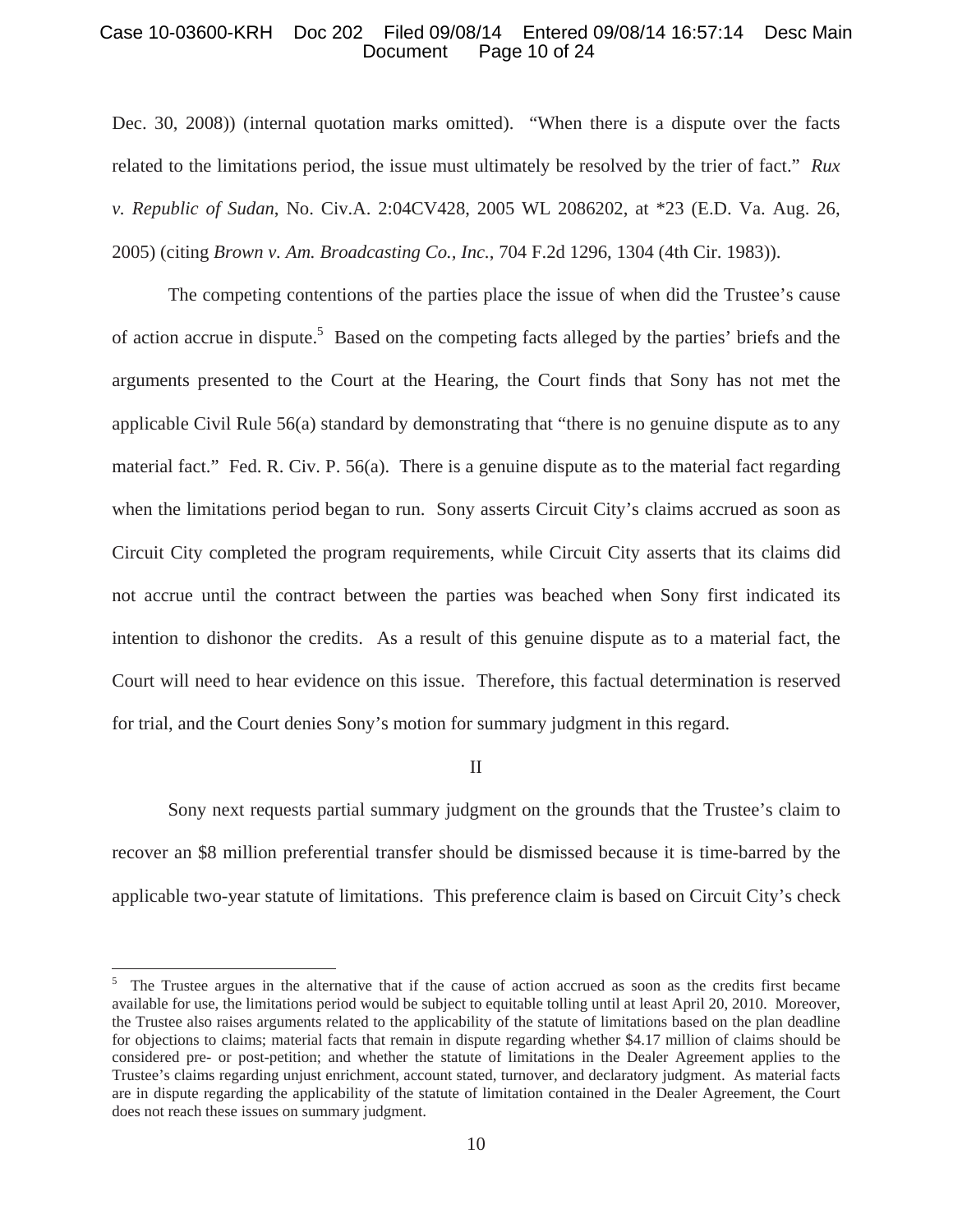Dec. 30, 2008)) (internal quotation marks omitted). "When there is a dispute over the facts related to the limitations period, the issue must ultimately be resolved by the trier of fact." *Rux v. Republic of Sudan*, No. Civ.A. 2:04CV428, 2005 WL 2086202, at *23 (E.D. Va. Aug. 26, 2005) (citing *Brown v. Am. Broadcasting Co., Inc.*, 704 F.2d 1296, 1304 (4th Cir. 1983)).

The competing contentions of the parties place the issue of when did the Trustee's cause of action accrue in dispute.[5] Based on the competing facts alleged by the parties' briefs and the arguments presented to the Court at the Hearing, the Court finds that Sony has not met the applicable Civil Rule 56(a) standard by demonstrating that "there is no genuine dispute as to any material fact." Fed. R. Civ. P. 56(a). There is a genuine dispute as to the material fact regarding when the limitations period began to run. Sony asserts Circuit City's claims accrued as soon as Circuit City completed the program requirements, while Circuit City asserts that its claims did not accrue until the contract between the parties was beached when Sony first indicated its intention to dishonor the credits. As a result of this genuine dispute as to a material fact, the Court will need to hear evidence on this issue. Therefore, this factual determination is reserved for trial, and the Court denies Sony's motion for summary judgment in this regard.

II

Sony next requests partial summary judgment on the grounds that the Trustee's claim to recover an $8 million preferential transfer should be dismissed because it is time-barred by the applicable two-year statute of limitations. This preference claim is based on Circuit City's check

---

[5] The Trustee argues in the alternative that if the cause of action accrued as soon as the credits first became available for use, the limitations period would be subject to equitable tolling until at least April 20, 2010. Moreover, the Trustee also raises arguments related to the applicability of the statute of limitations based on the plan deadline for objections to claims; material facts that remain in dispute regarding whether $4.17 million of claims should be considered pre- or post-petition; and whether the statute of limitations in the Dealer Agreement applies to the Trustee's claims regarding unjust enrichment, account stated, turnover, and declaratory judgment. As material facts are in dispute regarding the applicability of the statute of limitation contained in the Dealer Agreement, the Court does not reach these issues on summary judgment.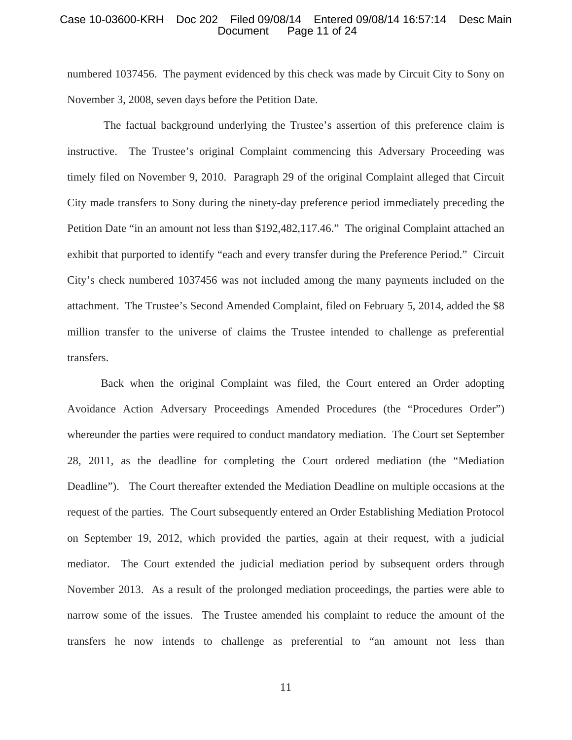numbered 1037456. The payment evidenced by this check was made by Circuit City to Sony on November 3, 2008, seven days before the Petition Date.

The factual background underlying the Trustee's assertion of this preference claim is instructive. The Trustee's original Complaint commencing this Adversary Proceeding was timely filed on November 9, 2010. Paragraph 29 of the original Complaint alleged that Circuit City made transfers to Sony during the ninety-day preference period immediately preceding the Petition Date "in an amount not less than $192,482,117.46." The original Complaint attached an exhibit that purported to identify "each and every transfer during the Preference Period." Circuit City's check numbered 1037456 was not included among the many payments included on the attachment. The Trustee's Second Amended Complaint, filed on February 5, 2014, added the $8 million transfer to the universe of claims the Trustee intended to challenge as preferential transfers.

Back when the original Complaint was filed, the Court entered an Order adopting Avoidance Action Adversary Proceedings Amended Procedures (the "Procedures Order") whereunder the parties were required to conduct mandatory mediation. The Court set September 28, 2011, as the deadline for completing the Court ordered mediation (the "Mediation Deadline"). The Court thereafter extended the Mediation Deadline on multiple occasions at the request of the parties. The Court subsequently entered an Order Establishing Mediation Protocol on September 19, 2012, which provided the parties, again at their request, with a judicial mediator. The Court extended the judicial mediation period by subsequent orders through November 2013. As a result of the prolonged mediation proceedings, the parties were able to narrow some of the issues. The Trustee amended his complaint to reduce the amount of the transfers he now intends to challenge as preferential to "an amount not less than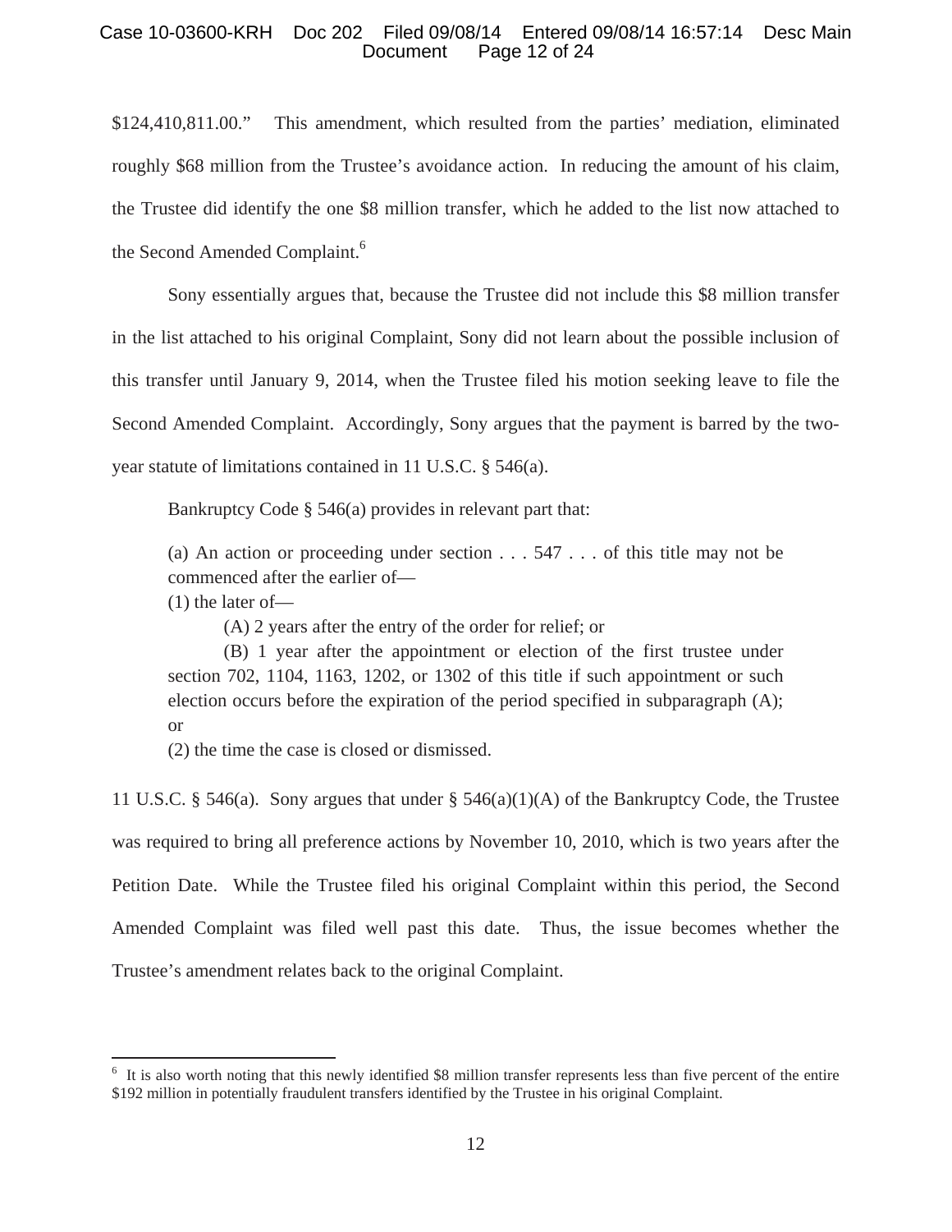$124,410,811.00." This amendment, which resulted from the parties' mediation, eliminated roughly $68 million from the Trustee's avoidance action. In reducing the amount of his claim, the Trustee did identify the one $8 million transfer, which he added to the list now attached to the Second Amended Complaint.[6]

Sony essentially argues that, because the Trustee did not include this $8 million transfer in the list attached to his original Complaint, Sony did not learn about the possible inclusion of this transfer until January 9, 2014, when the Trustee filed his motion seeking leave to file the Second Amended Complaint. Accordingly, Sony argues that the payment is barred by the two-year statute of limitations contained in 11 U.S.C. § 546(a).

Bankruptcy Code § 546(a) provides in relevant part that:

> (a) An action or proceeding under section . . . 547 . . . of this title may not be commenced after the earlier of—
>
> (1) the later of—
>
> (A) 2 years after the entry of the order for relief; or
>
> (B) 1 year after the appointment or election of the first trustee under section 702, 1104, 1163, 1202, or 1302 of this title if such appointment or such election occurs before the expiration of the period specified in subparagraph (A); or
>
> (2) the time the case is closed or dismissed.

11 U.S.C. § 546(a). Sony argues that under § 546(a)(1)(A) of the Bankruptcy Code, the Trustee was required to bring all preference actions by November 10, 2010, which is two years after the Petition Date. While the Trustee filed his original Complaint within this period, the Second Amended Complaint was filed well past this date. Thus, the issue becomes whether the Trustee's amendment relates back to the original Complaint.

---

[6] It is also worth noting that this newly identified $8 million transfer represents less than five percent of the entire $192 million in potentially fraudulent transfers identified by the Trustee in his original Complaint.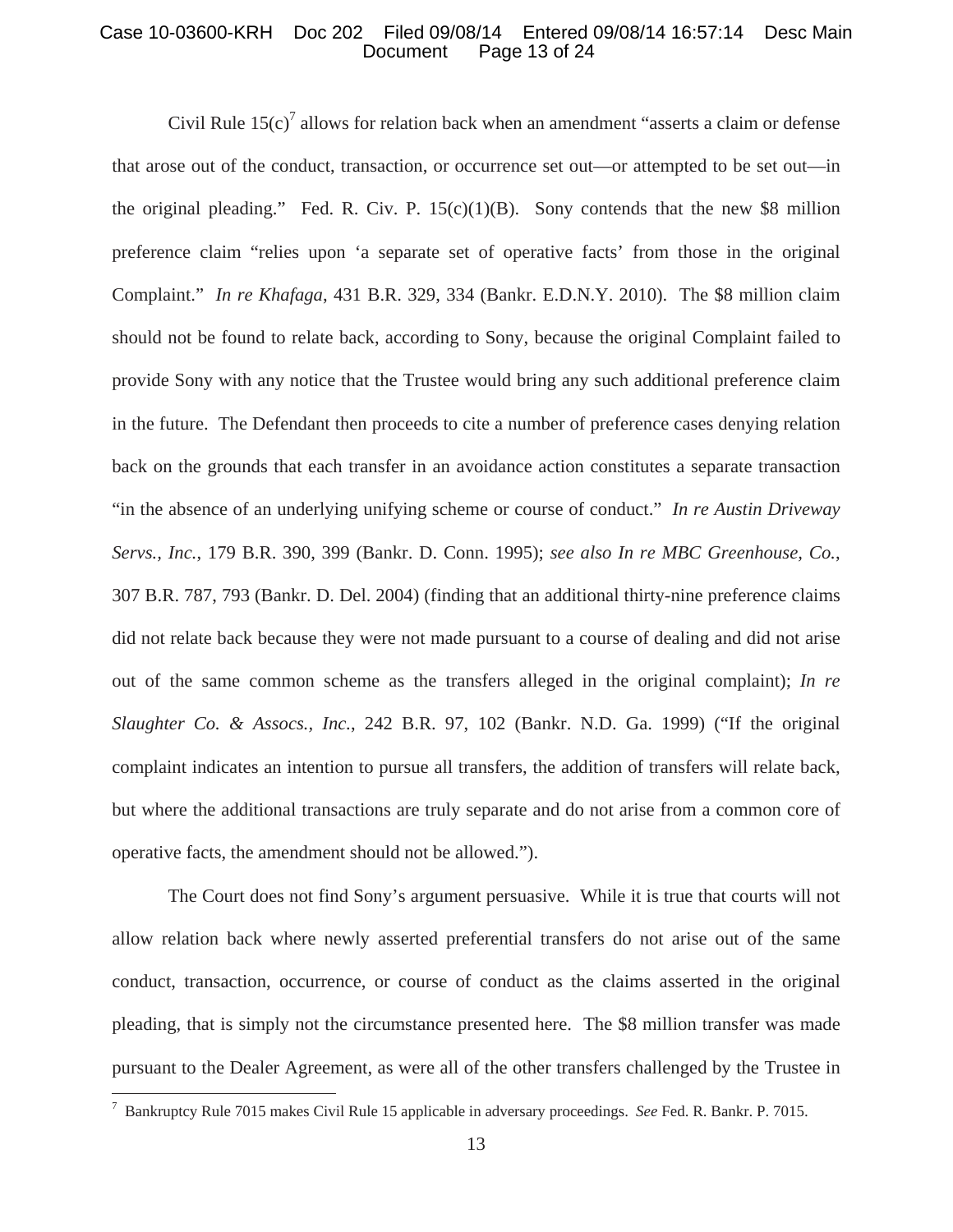Civil Rule 15(c)[7] allows for relation back when an amendment "asserts a claim or defense that arose out of the conduct, transaction, or occurrence set out—or attempted to be set out—in the original pleading." Fed. R. Civ. P. 15(c)(1)(B). Sony contends that the new $8 million preference claim "relies upon 'a separate set of operative facts' from those in the original Complaint." *In re Khafaga*, 431 B.R. 329, 334 (Bankr. E.D.N.Y. 2010). The $8 million claim should not be found to relate back, according to Sony, because the original Complaint failed to provide Sony with any notice that the Trustee would bring any such additional preference claim in the future. The Defendant then proceeds to cite a number of preference cases denying relation back on the grounds that each transfer in an avoidance action constitutes a separate transaction "in the absence of an underlying unifying scheme or course of conduct." *In re Austin Driveway Servs., Inc.*, 179 B.R. 390, 399 (Bankr. D. Conn. 1995); *see also In re MBC Greenhouse, Co.*, 307 B.R. 787, 793 (Bankr. D. Del. 2004) (finding that an additional thirty-nine preference claims did not relate back because they were not made pursuant to a course of dealing and did not arise out of the same common scheme as the transfers alleged in the original complaint); *In re Slaughter Co. & Assocs., Inc.*, 242 B.R. 97, 102 (Bankr. N.D. Ga. 1999) ("If the original complaint indicates an intention to pursue all transfers, the addition of transfers will relate back, but where the additional transactions are truly separate and do not arise from a common core of operative facts, the amendment should not be allowed.").

The Court does not find Sony's argument persuasive. While it is true that courts will not allow relation back where newly asserted preferential transfers do not arise out of the same conduct, transaction, occurrence, or course of conduct as the claims asserted in the original pleading, that is simply not the circumstance presented here. The $8 million transfer was made pursuant to the Dealer Agreement, as were all of the other transfers challenged by the Trustee in

[7] Bankruptcy Rule 7015 makes Civil Rule 15 applicable in adversary proceedings. *See* Fed. R. Bankr. P. 7015.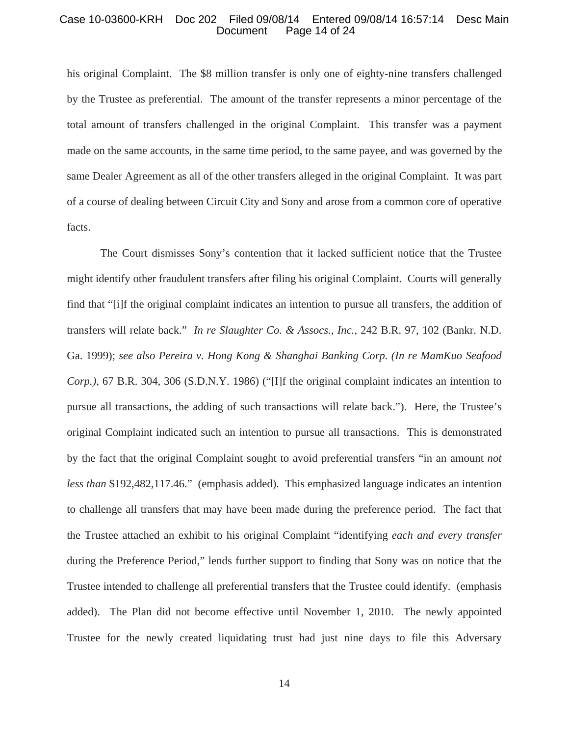his original Complaint. The $8 million transfer is only one of eighty-nine transfers challenged by the Trustee as preferential. The amount of the transfer represents a minor percentage of the total amount of transfers challenged in the original Complaint. This transfer was a payment made on the same accounts, in the same time period, to the same payee, and was governed by the same Dealer Agreement as all of the other transfers alleged in the original Complaint. It was part of a course of dealing between Circuit City and Sony and arose from a common core of operative facts.

The Court dismisses Sony's contention that it lacked sufficient notice that the Trustee might identify other fraudulent transfers after filing his original Complaint. Courts will generally find that "[i]f the original complaint indicates an intention to pursue all transfers, the addition of transfers will relate back." *In re Slaughter Co. & Assocs., Inc.*, 242 B.R. 97, 102 (Bankr. N.D. Ga. 1999); *see also Pereira v. Hong Kong & Shanghai Banking Corp. (In re MamKuo Seafood Corp.)*, 67 B.R. 304, 306 (S.D.N.Y. 1986) ("[I]f the original complaint indicates an intention to pursue all transactions, the adding of such transactions will relate back."). Here, the Trustee's original Complaint indicated such an intention to pursue all transactions. This is demonstrated by the fact that the original Complaint sought to avoid preferential transfers "in an amount *not less than* $192,482,117.46." (emphasis added). This emphasized language indicates an intention to challenge all transfers that may have been made during the preference period. The fact that the Trustee attached an exhibit to his original Complaint "identifying *each and every transfer* during the Preference Period," lends further support to finding that Sony was on notice that the Trustee intended to challenge all preferential transfers that the Trustee could identify. (emphasis added). The Plan did not become effective until November 1, 2010. The newly appointed Trustee for the newly created liquidating trust had just nine days to file this Adversary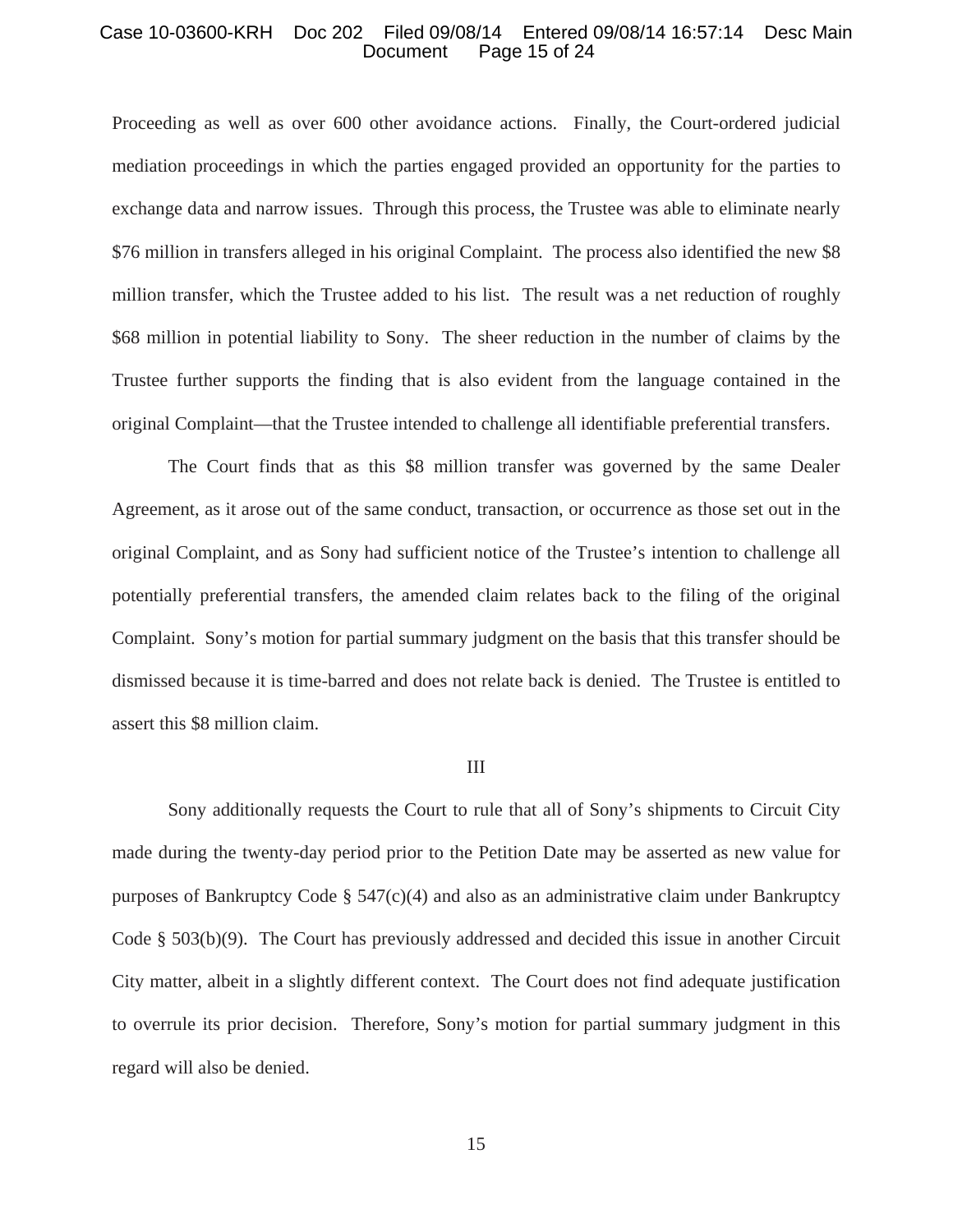Proceeding as well as over 600 other avoidance actions. Finally, the Court-ordered judicial mediation proceedings in which the parties engaged provided an opportunity for the parties to exchange data and narrow issues. Through this process, the Trustee was able to eliminate nearly $76 million in transfers alleged in his original Complaint. The process also identified the new $8 million transfer, which the Trustee added to his list. The result was a net reduction of roughly $68 million in potential liability to Sony. The sheer reduction in the number of claims by the Trustee further supports the finding that is also evident from the language contained in the original Complaint—that the Trustee intended to challenge all identifiable preferential transfers.

The Court finds that as this $8 million transfer was governed by the same Dealer Agreement, as it arose out of the same conduct, transaction, or occurrence as those set out in the original Complaint, and as Sony had sufficient notice of the Trustee's intention to challenge all potentially preferential transfers, the amended claim relates back to the filing of the original Complaint. Sony's motion for partial summary judgment on the basis that this transfer should be dismissed because it is time-barred and does not relate back is denied. The Trustee is entitled to assert this $8 million claim.

## III

Sony additionally requests the Court to rule that all of Sony's shipments to Circuit City made during the twenty-day period prior to the Petition Date may be asserted as new value for purposes of Bankruptcy Code § 547(c)(4) and also as an administrative claim under Bankruptcy Code § 503(b)(9). The Court has previously addressed and decided this issue in another Circuit City matter, albeit in a slightly different context. The Court does not find adequate justification to overrule its prior decision. Therefore, Sony's motion for partial summary judgment in this regard will also be denied.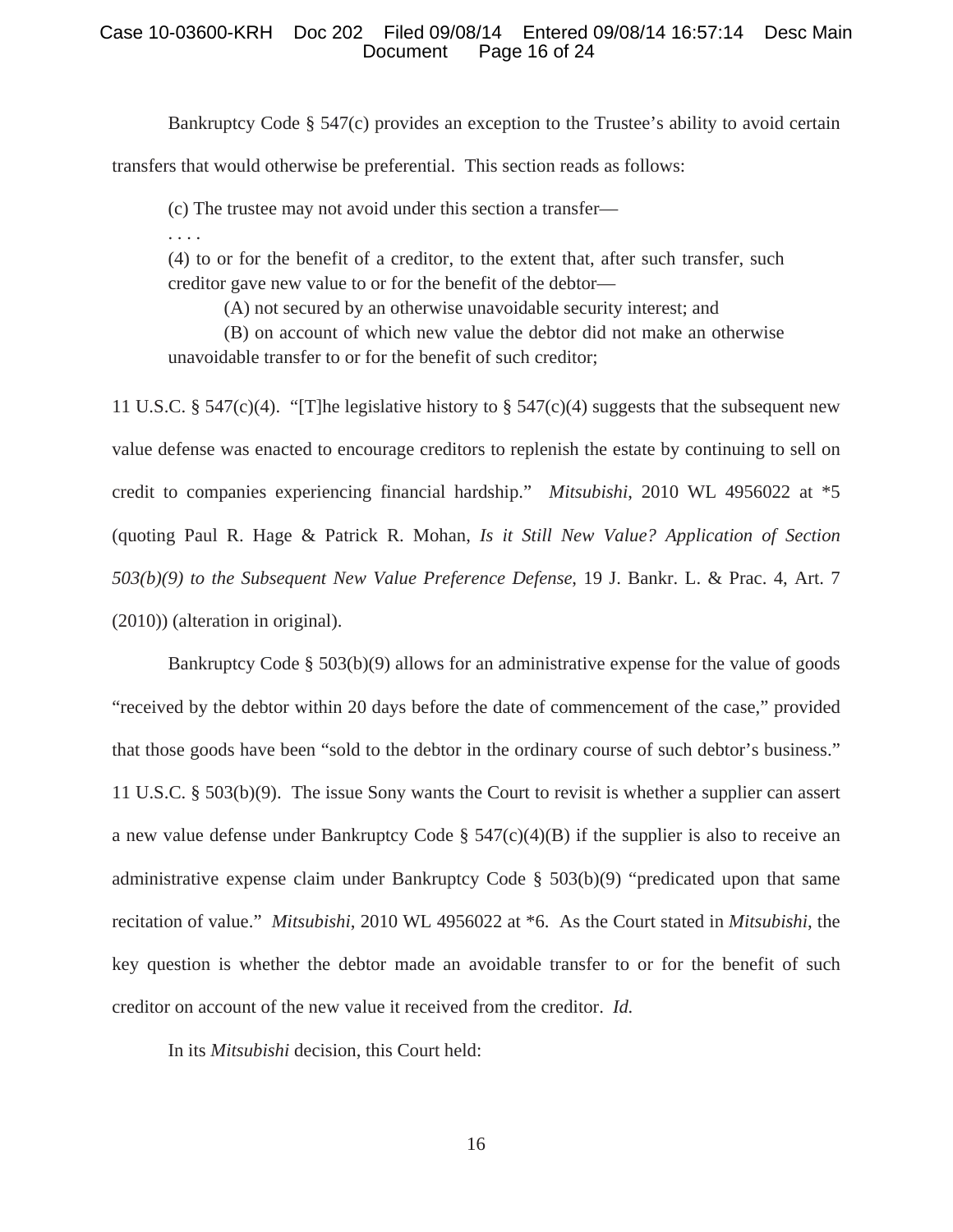Bankruptcy Code § 547(c) provides an exception to the Trustee's ability to avoid certain transfers that would otherwise be preferential. This section reads as follows:

> (c) The trustee may not avoid under this section a transfer—
>
> . . . .
>
> (4) to or for the benefit of a creditor, to the extent that, after such transfer, such creditor gave new value to or for the benefit of the debtor—
>
> (A) not secured by an otherwise unavoidable security interest; and
>
> (B) on account of which new value the debtor did not make an otherwise unavoidable transfer to or for the benefit of such creditor;

11 U.S.C. § 547(c)(4). "[T]he legislative history to § 547(c)(4) suggests that the subsequent new value defense was enacted to encourage creditors to replenish the estate by continuing to sell on credit to companies experiencing financial hardship." *Mitsubishi*, 2010 WL 4956022 at *5 (quoting Paul R. Hage & Patrick R. Mohan, *Is it Still New Value? Application of Section 503(b)(9) to the Subsequent New Value Preference Defense*, 19 J. Bankr. L. & Prac. 4, Art. 7 (2010)) (alteration in original).

Bankruptcy Code § 503(b)(9) allows for an administrative expense for the value of goods "received by the debtor within 20 days before the date of commencement of the case," provided that those goods have been "sold to the debtor in the ordinary course of such debtor's business." 11 U.S.C. § 503(b)(9). The issue Sony wants the Court to revisit is whether a supplier can assert a new value defense under Bankruptcy Code § 547(c)(4)(B) if the supplier is also to receive an administrative expense claim under Bankruptcy Code § 503(b)(9) "predicated upon that same recitation of value." *Mitsubishi*, 2010 WL 4956022 at *6. As the Court stated in *Mitsubishi*, the key question is whether the debtor made an avoidable transfer to or for the benefit of such creditor on account of the new value it received from the creditor. *Id.*

In its *Mitsubishi* decision, this Court held: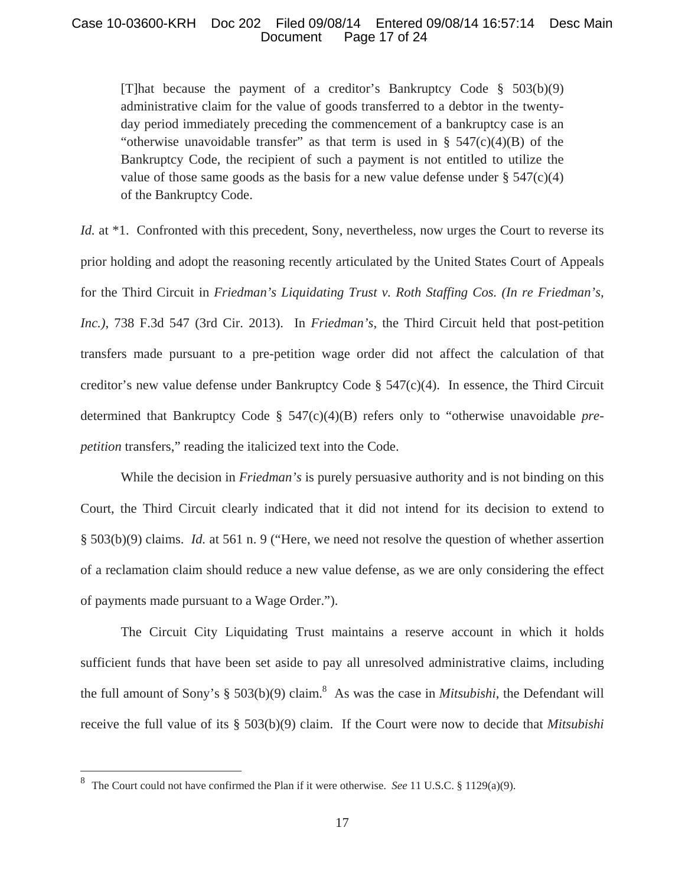> [T]hat because the payment of a creditor's Bankruptcy Code § 503(b)(9) administrative claim for the value of goods transferred to a debtor in the twenty-day period immediately preceding the commencement of a bankruptcy case is an "otherwise unavoidable transfer" as that term is used in § 547(c)(4)(B) of the Bankruptcy Code, the recipient of such a payment is not entitled to utilize the value of those same goods as the basis for a new value defense under § 547(c)(4) of the Bankruptcy Code.

*Id.* at *1. Confronted with this precedent, Sony, nevertheless, now urges the Court to reverse its prior holding and adopt the reasoning recently articulated by the United States Court of Appeals for the Third Circuit in *Friedman's Liquidating Trust v. Roth Staffing Cos. (In re Friedman's, Inc.)*, 738 F.3d 547 (3rd Cir. 2013). In *Friedman's*, the Third Circuit held that post-petition transfers made pursuant to a pre-petition wage order did not affect the calculation of that creditor's new value defense under Bankruptcy Code § 547(c)(4). In essence, the Third Circuit determined that Bankruptcy Code § 547(c)(4)(B) refers only to "otherwise unavoidable *pre-petition* transfers," reading the italicized text into the Code.

While the decision in *Friedman's* is purely persuasive authority and is not binding on this Court, the Third Circuit clearly indicated that it did not intend for its decision to extend to § 503(b)(9) claims. *Id.* at 561 n. 9 ("Here, we need not resolve the question of whether assertion of a reclamation claim should reduce a new value defense, as we are only considering the effect of payments made pursuant to a Wage Order.").

The Circuit City Liquidating Trust maintains a reserve account in which it holds sufficient funds that have been set aside to pay all unresolved administrative claims, including the full amount of Sony's § 503(b)(9) claim.[8] As was the case in *Mitsubishi*, the Defendant will receive the full value of its § 503(b)(9) claim. If the Court were now to decide that *Mitsubishi*

---

[8] The Court could not have confirmed the Plan if it were otherwise. *See* 11 U.S.C. § 1129(a)(9).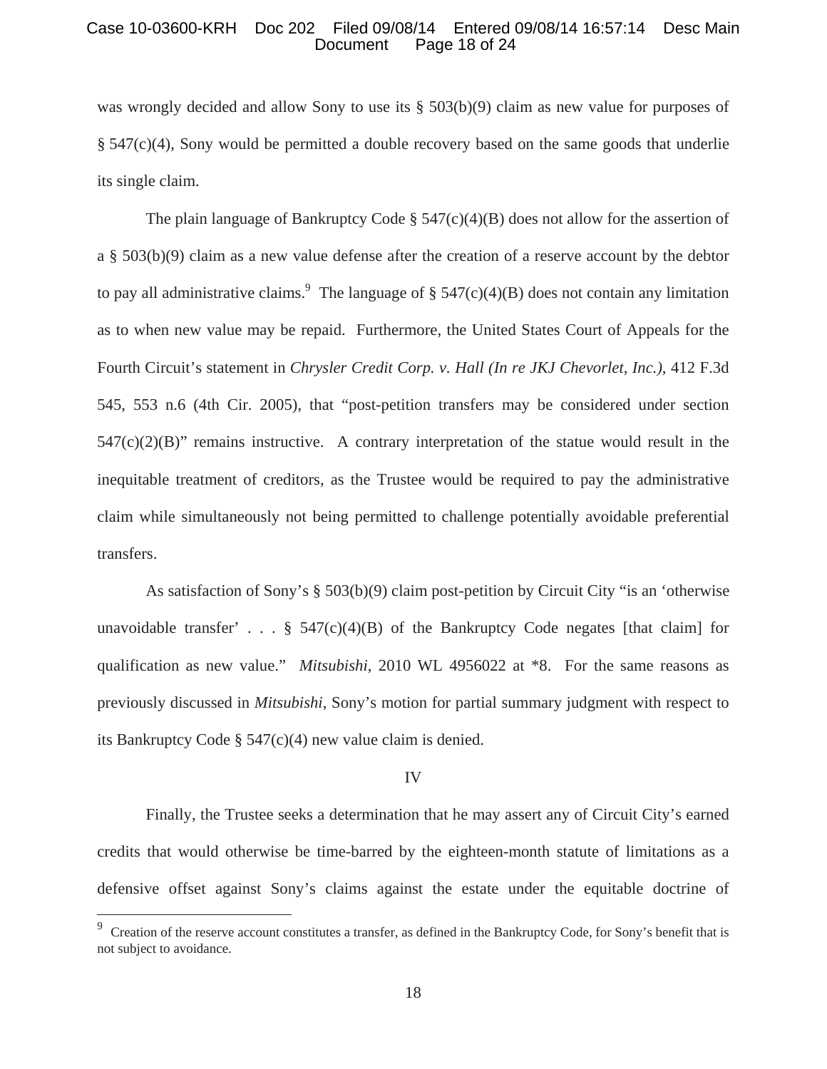was wrongly decided and allow Sony to use its § 503(b)(9) claim as new value for purposes of § 547(c)(4), Sony would be permitted a double recovery based on the same goods that underlie its single claim.

The plain language of Bankruptcy Code § 547(c)(4)(B) does not allow for the assertion of a § 503(b)(9) claim as a new value defense after the creation of a reserve account by the debtor to pay all administrative claims.[9] The language of § 547(c)(4)(B) does not contain any limitation as to when new value may be repaid. Furthermore, the United States Court of Appeals for the Fourth Circuit's statement in *Chrysler Credit Corp. v. Hall (In re JKJ Chevorlet, Inc.)*, 412 F.3d 545, 553 n.6 (4th Cir. 2005), that "post-petition transfers may be considered under section 547(c)(2)(B)" remains instructive. A contrary interpretation of the statue would result in the inequitable treatment of creditors, as the Trustee would be required to pay the administrative claim while simultaneously not being permitted to challenge potentially avoidable preferential transfers.

As satisfaction of Sony's § 503(b)(9) claim post-petition by Circuit City "is an 'otherwise unavoidable transfer' . . . § 547(c)(4)(B) of the Bankruptcy Code negates [that claim] for qualification as new value." *Mitsubishi*, 2010 WL 4956022 at *8. For the same reasons as previously discussed in *Mitsubishi*, Sony's motion for partial summary judgment with respect to its Bankruptcy Code § 547(c)(4) new value claim is denied.

IV

Finally, the Trustee seeks a determination that he may assert any of Circuit City's earned credits that would otherwise be time-barred by the eighteen-month statute of limitations as a defensive offset against Sony's claims against the estate under the equitable doctrine of

---

[9] Creation of the reserve account constitutes a transfer, as defined in the Bankruptcy Code, for Sony's benefit that is not subject to avoidance.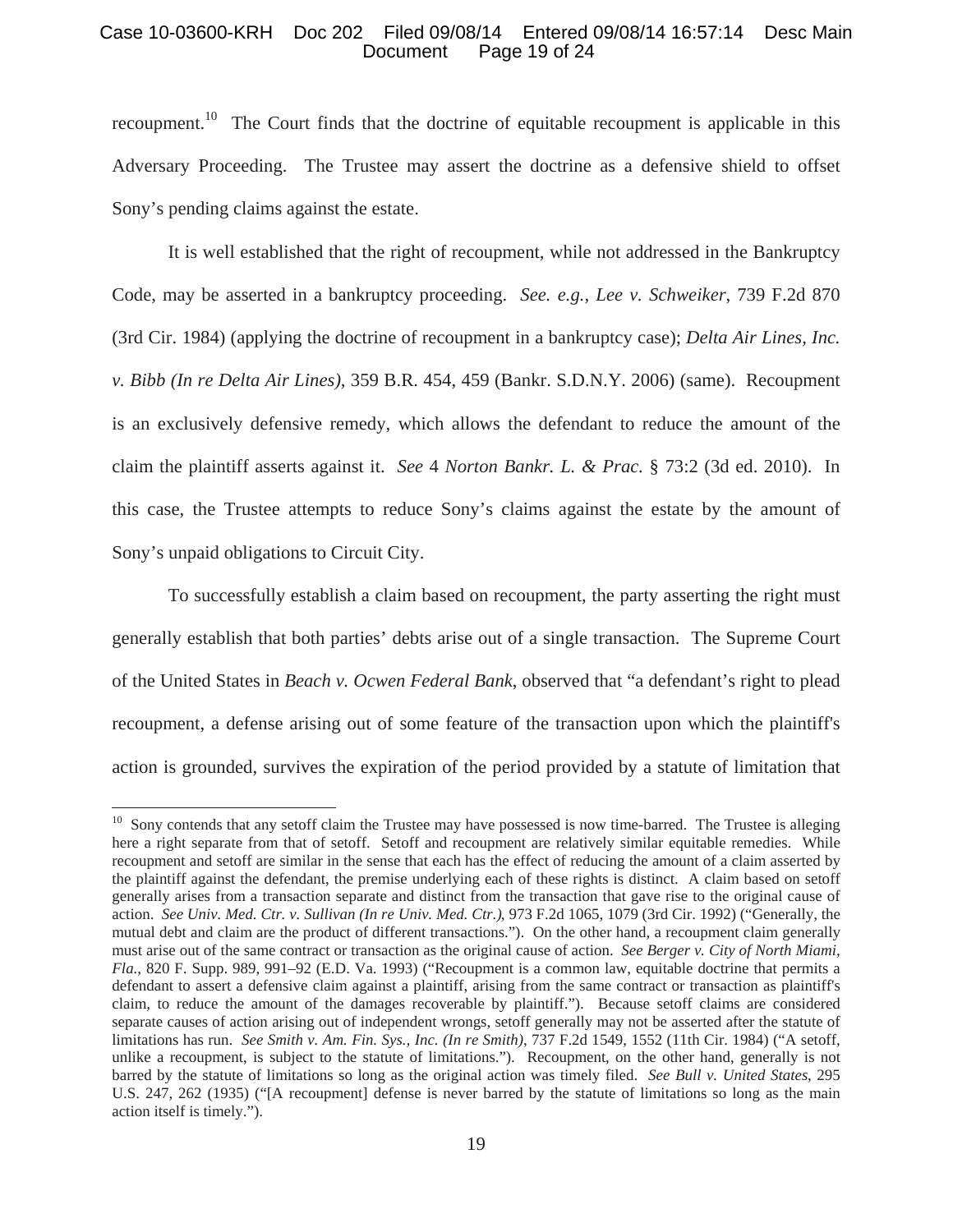recoupment.[10] The Court finds that the doctrine of equitable recoupment is applicable in this Adversary Proceeding. The Trustee may assert the doctrine as a defensive shield to offset Sony's pending claims against the estate.

It is well established that the right of recoupment, while not addressed in the Bankruptcy Code, may be asserted in a bankruptcy proceeding. *See. e.g.*, *Lee v. Schweiker*, 739 F.2d 870 (3rd Cir. 1984) (applying the doctrine of recoupment in a bankruptcy case); *Delta Air Lines, Inc. v. Bibb (In re Delta Air Lines)*, 359 B.R. 454, 459 (Bankr. S.D.N.Y. 2006) (same). Recoupment is an exclusively defensive remedy, which allows the defendant to reduce the amount of the claim the plaintiff asserts against it. *See* 4 *Norton Bankr. L. & Prac*. § 73:2 (3d ed. 2010). In this case, the Trustee attempts to reduce Sony's claims against the estate by the amount of Sony's unpaid obligations to Circuit City.

To successfully establish a claim based on recoupment, the party asserting the right must generally establish that both parties' debts arise out of a single transaction. The Supreme Court of the United States in *Beach v. Ocwen Federal Bank*, observed that "a defendant's right to plead recoupment, a defense arising out of some feature of the transaction upon which the plaintiff's action is grounded, survives the expiration of the period provided by a statute of limitation that

---

[10] Sony contends that any setoff claim the Trustee may have possessed is now time-barred. The Trustee is alleging here a right separate from that of setoff. Setoff and recoupment are relatively similar equitable remedies. While recoupment and setoff are similar in the sense that each has the effect of reducing the amount of a claim asserted by the plaintiff against the defendant, the premise underlying each of these rights is distinct. A claim based on setoff generally arises from a transaction separate and distinct from the transaction that gave rise to the original cause of action. *See Univ. Med. Ctr. v. Sullivan (In re Univ. Med. Ctr.)*, 973 F.2d 1065, 1079 (3rd Cir. 1992) ("Generally, the mutual debt and claim are the product of different transactions."). On the other hand, a recoupment claim generally must arise out of the same contract or transaction as the original cause of action. *See Berger v. City of North Miami, Fla.*, 820 F. Supp. 989, 991–92 (E.D. Va. 1993) ("Recoupment is a common law, equitable doctrine that permits a defendant to assert a defensive claim against a plaintiff, arising from the same contract or transaction as plaintiff's claim, to reduce the amount of the damages recoverable by plaintiff."). Because setoff claims are considered separate causes of action arising out of independent wrongs, setoff generally may not be asserted after the statute of limitations has run. *See Smith v. Am. Fin. Sys., Inc. (In re Smith)*, 737 F.2d 1549, 1552 (11th Cir. 1984) ("A setoff, unlike a recoupment, is subject to the statute of limitations."). Recoupment, on the other hand, generally is not barred by the statute of limitations so long as the original action was timely filed. *See Bull v. United States*, 295 U.S. 247, 262 (1935) ("[A recoupment] defense is never barred by the statute of limitations so long as the main action itself is timely.").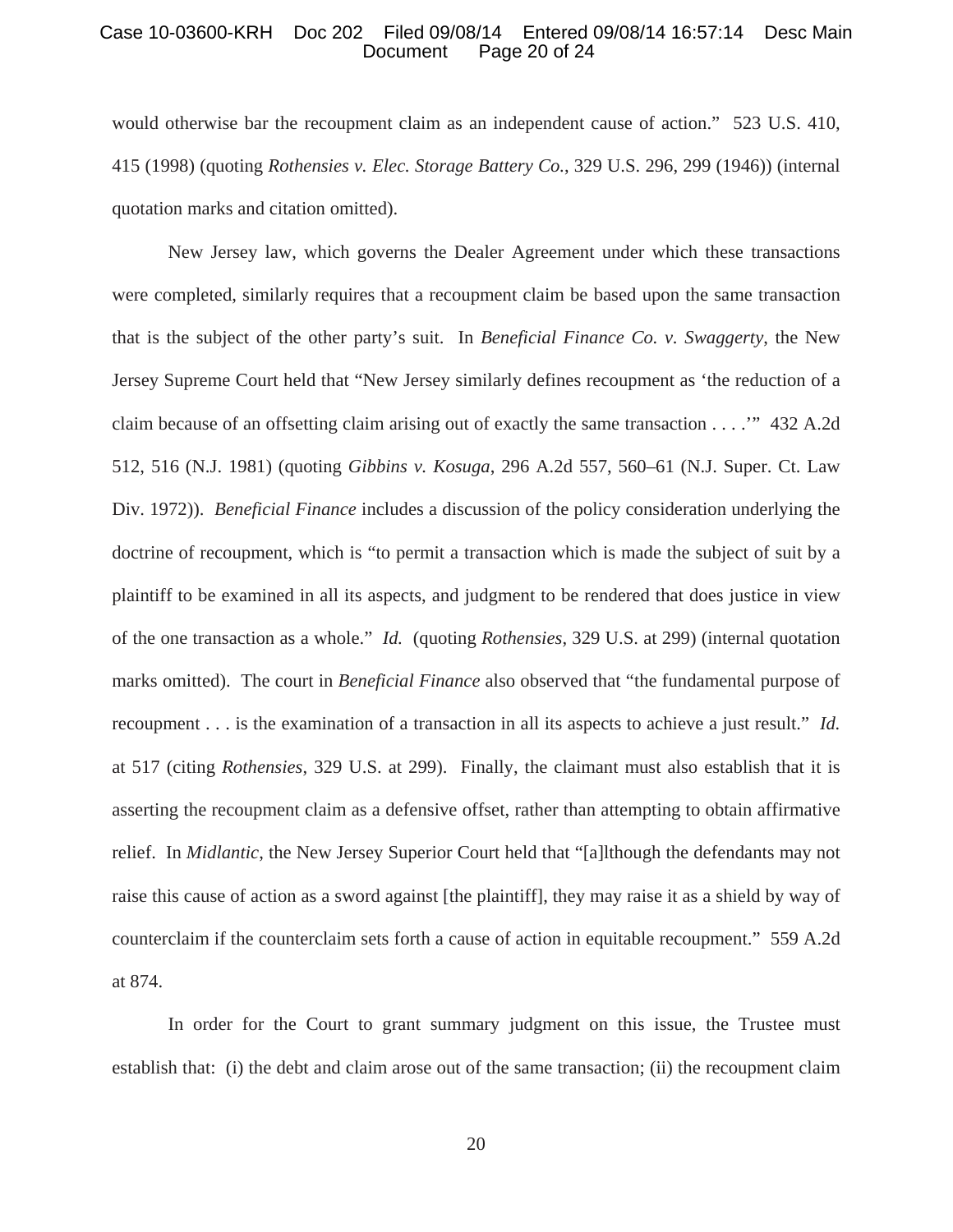would otherwise bar the recoupment claim as an independent cause of action." 523 U.S. 410, 415 (1998) (quoting *Rothensies v. Elec. Storage Battery Co.*, 329 U.S. 296, 299 (1946)) (internal quotation marks and citation omitted).

New Jersey law, which governs the Dealer Agreement under which these transactions were completed, similarly requires that a recoupment claim be based upon the same transaction that is the subject of the other party's suit. In *Beneficial Finance Co. v. Swaggerty*, the New Jersey Supreme Court held that "New Jersey similarly defines recoupment as 'the reduction of a claim because of an offsetting claim arising out of exactly the same transaction . . . .'" 432 A.2d 512, 516 (N.J. 1981) (quoting *Gibbins v. Kosuga*, 296 A.2d 557, 560–61 (N.J. Super. Ct. Law Div. 1972)). *Beneficial Finance* includes a discussion of the policy consideration underlying the doctrine of recoupment, which is "to permit a transaction which is made the subject of suit by a plaintiff to be examined in all its aspects, and judgment to be rendered that does justice in view of the one transaction as a whole." *Id.* (quoting *Rothensies*, 329 U.S. at 299) (internal quotation marks omitted). The court in *Beneficial Finance* also observed that "the fundamental purpose of recoupment . . . is the examination of a transaction in all its aspects to achieve a just result." *Id.* at 517 (citing *Rothensies*, 329 U.S. at 299). Finally, the claimant must also establish that it is asserting the recoupment claim as a defensive offset, rather than attempting to obtain affirmative relief. In *Midlantic*, the New Jersey Superior Court held that "[a]lthough the defendants may not raise this cause of action as a sword against [the plaintiff], they may raise it as a shield by way of counterclaim if the counterclaim sets forth a cause of action in equitable recoupment." 559 A.2d at 874.

In order for the Court to grant summary judgment on this issue, the Trustee must establish that: (i) the debt and claim arose out of the same transaction; (ii) the recoupment claim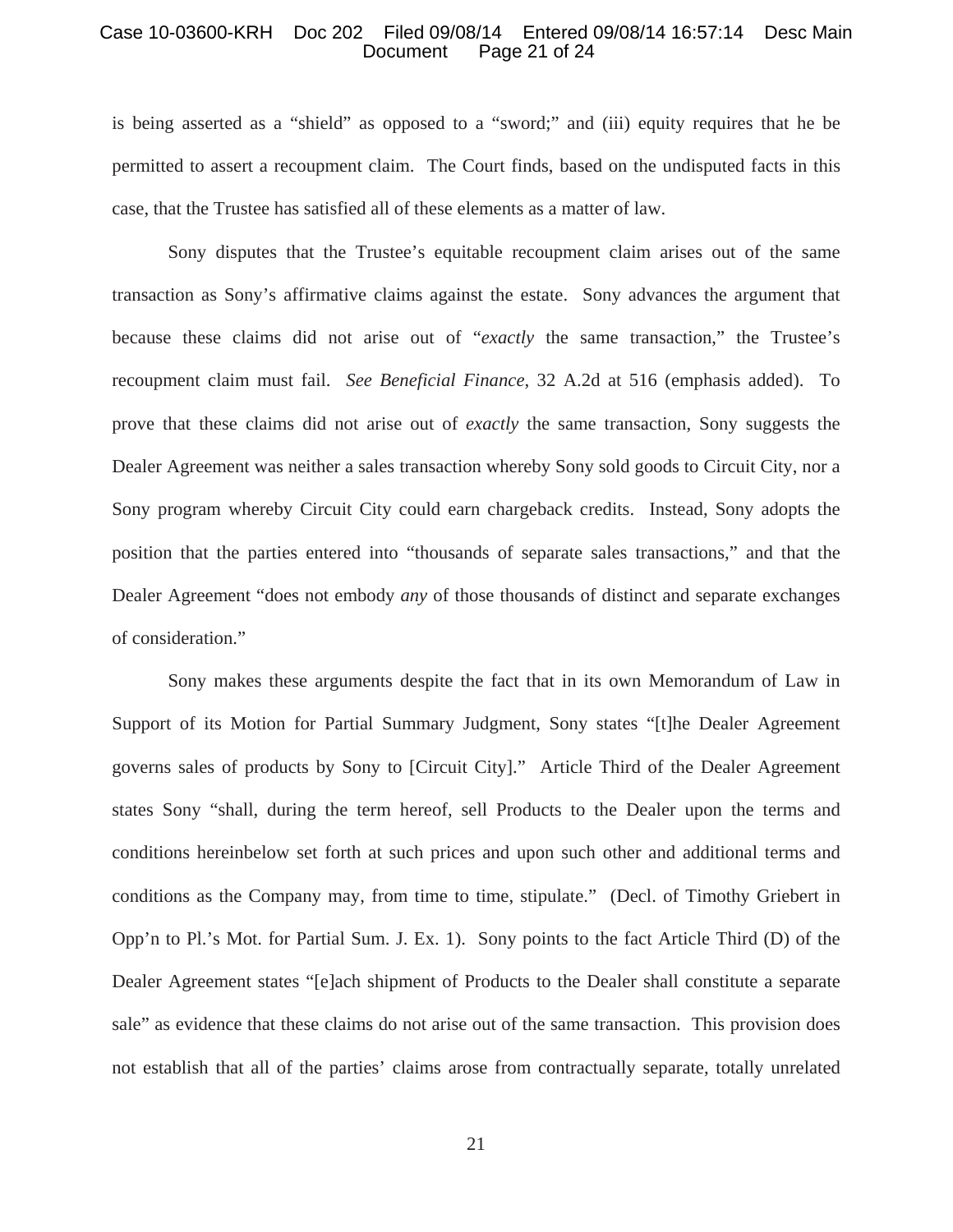is being asserted as a "shield" as opposed to a "sword;" and (iii) equity requires that he be permitted to assert a recoupment claim. The Court finds, based on the undisputed facts in this case, that the Trustee has satisfied all of these elements as a matter of law.

Sony disputes that the Trustee's equitable recoupment claim arises out of the same transaction as Sony's affirmative claims against the estate. Sony advances the argument that because these claims did not arise out of "*exactly* the same transaction," the Trustee's recoupment claim must fail. *See Beneficial Finance*, 32 A.2d at 516 (emphasis added). To prove that these claims did not arise out of *exactly* the same transaction, Sony suggests the Dealer Agreement was neither a sales transaction whereby Sony sold goods to Circuit City, nor a Sony program whereby Circuit City could earn chargeback credits. Instead, Sony adopts the position that the parties entered into "thousands of separate sales transactions," and that the Dealer Agreement "does not embody *any* of those thousands of distinct and separate exchanges of consideration."

Sony makes these arguments despite the fact that in its own Memorandum of Law in Support of its Motion for Partial Summary Judgment, Sony states "[t]he Dealer Agreement governs sales of products by Sony to [Circuit City]." Article Third of the Dealer Agreement states Sony "shall, during the term hereof, sell Products to the Dealer upon the terms and conditions hereinbelow set forth at such prices and upon such other and additional terms and conditions as the Company may, from time to time, stipulate." (Decl. of Timothy Griebert in Opp'n to Pl.'s Mot. for Partial Sum. J. Ex. 1). Sony points to the fact Article Third (D) of the Dealer Agreement states "[e]ach shipment of Products to the Dealer shall constitute a separate sale" as evidence that these claims do not arise out of the same transaction. This provision does not establish that all of the parties' claims arose from contractually separate, totally unrelated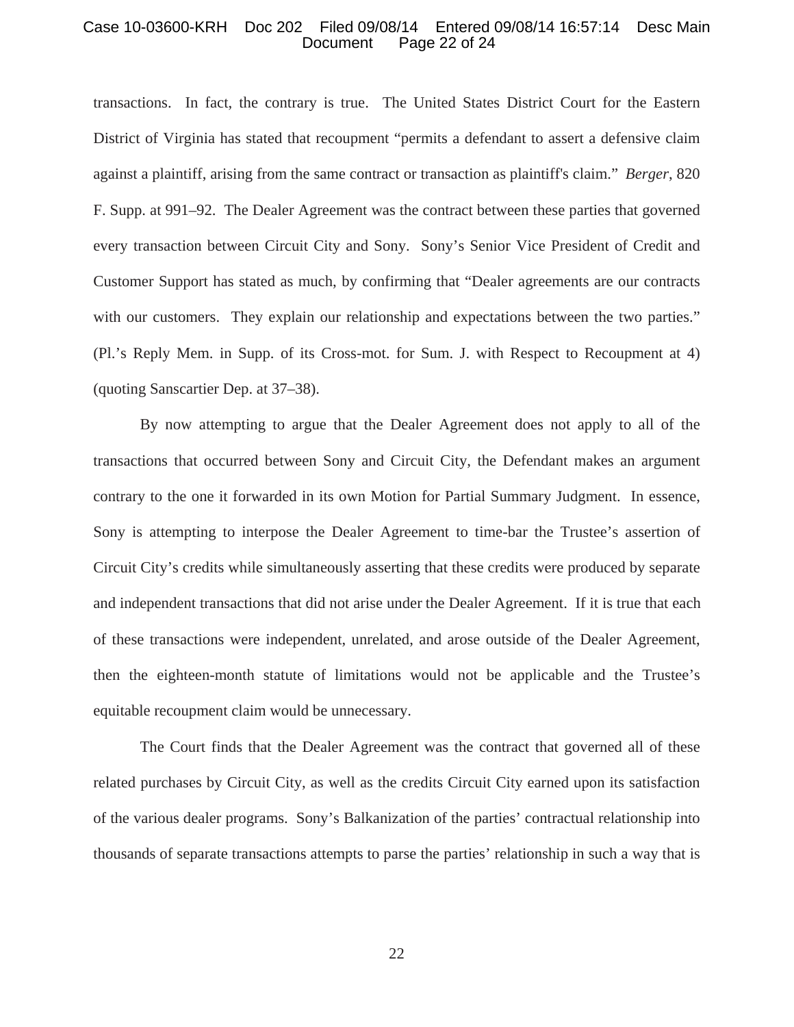transactions. In fact, the contrary is true. The United States District Court for the Eastern District of Virginia has stated that recoupment "permits a defendant to assert a defensive claim against a plaintiff, arising from the same contract or transaction as plaintiff's claim." *Berger*, 820 F. Supp. at 991–92. The Dealer Agreement was the contract between these parties that governed every transaction between Circuit City and Sony. Sony's Senior Vice President of Credit and Customer Support has stated as much, by confirming that "Dealer agreements are our contracts with our customers. They explain our relationship and expectations between the two parties." (Pl.'s Reply Mem. in Supp. of its Cross-mot. for Sum. J. with Respect to Recoupment at 4) (quoting Sanscartier Dep. at 37–38).

By now attempting to argue that the Dealer Agreement does not apply to all of the transactions that occurred between Sony and Circuit City, the Defendant makes an argument contrary to the one it forwarded in its own Motion for Partial Summary Judgment. In essence, Sony is attempting to interpose the Dealer Agreement to time-bar the Trustee's assertion of Circuit City's credits while simultaneously asserting that these credits were produced by separate and independent transactions that did not arise under the Dealer Agreement. If it is true that each of these transactions were independent, unrelated, and arose outside of the Dealer Agreement, then the eighteen-month statute of limitations would not be applicable and the Trustee's equitable recoupment claim would be unnecessary.

The Court finds that the Dealer Agreement was the contract that governed all of these related purchases by Circuit City, as well as the credits Circuit City earned upon its satisfaction of the various dealer programs. Sony's Balkanization of the parties' contractual relationship into thousands of separate transactions attempts to parse the parties' relationship in such a way that is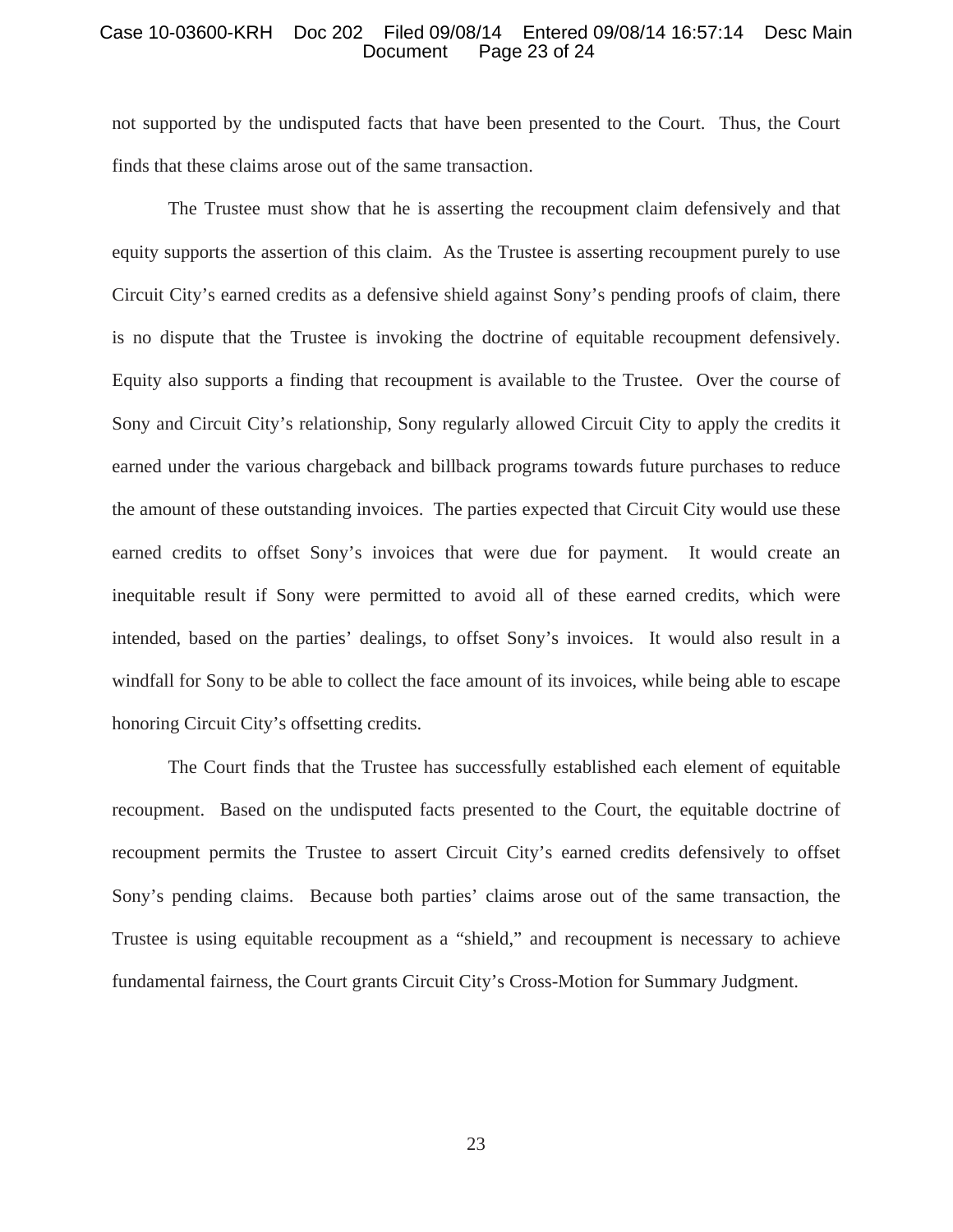not supported by the undisputed facts that have been presented to the Court. Thus, the Court finds that these claims arose out of the same transaction.

The Trustee must show that he is asserting the recoupment claim defensively and that equity supports the assertion of this claim. As the Trustee is asserting recoupment purely to use Circuit City's earned credits as a defensive shield against Sony's pending proofs of claim, there is no dispute that the Trustee is invoking the doctrine of equitable recoupment defensively. Equity also supports a finding that recoupment is available to the Trustee. Over the course of Sony and Circuit City's relationship, Sony regularly allowed Circuit City to apply the credits it earned under the various chargeback and billback programs towards future purchases to reduce the amount of these outstanding invoices. The parties expected that Circuit City would use these earned credits to offset Sony's invoices that were due for payment. It would create an inequitable result if Sony were permitted to avoid all of these earned credits, which were intended, based on the parties' dealings, to offset Sony's invoices. It would also result in a windfall for Sony to be able to collect the face amount of its invoices, while being able to escape honoring Circuit City's offsetting credits.

The Court finds that the Trustee has successfully established each element of equitable recoupment. Based on the undisputed facts presented to the Court, the equitable doctrine of recoupment permits the Trustee to assert Circuit City's earned credits defensively to offset Sony's pending claims. Because both parties' claims arose out of the same transaction, the Trustee is using equitable recoupment as a "shield," and recoupment is necessary to achieve fundamental fairness, the Court grants Circuit City's Cross-Motion for Summary Judgment.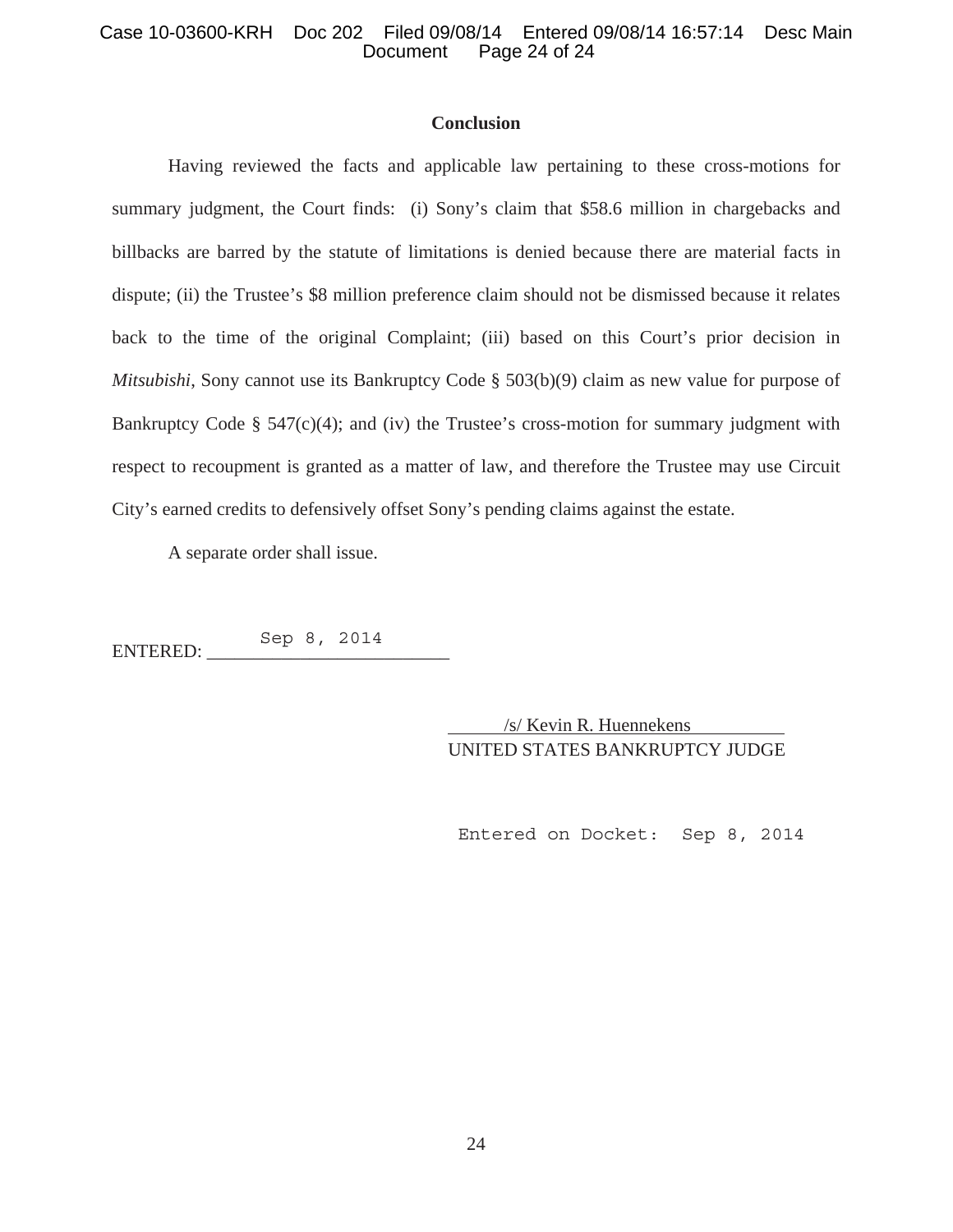## Conclusion

Having reviewed the facts and applicable law pertaining to these cross-motions for summary judgment, the Court finds: (i) Sony's claim that $58.6 million in chargebacks and billbacks are barred by the statute of limitations is denied because there are material facts in dispute; (ii) the Trustee's $8 million preference claim should not be dismissed because it relates back to the time of the original Complaint; (iii) based on this Court's prior decision in *Mitsubishi*, Sony cannot use its Bankruptcy Code § 503(b)(9) claim as new value for purpose of Bankruptcy Code § 547(c)(4); and (iv) the Trustee's cross-motion for summary judgment with respect to recoupment is granted as a matter of law, and therefore the Trustee may use Circuit City's earned credits to defensively offset Sony's pending claims against the estate.

A separate order shall issue.

ENTERED: Sep 8, 2014

/s/ Kevin R. Huennekens
UNITED STATES BANKRUPTCY JUDGE

Entered on Docket: Sep 8, 2014